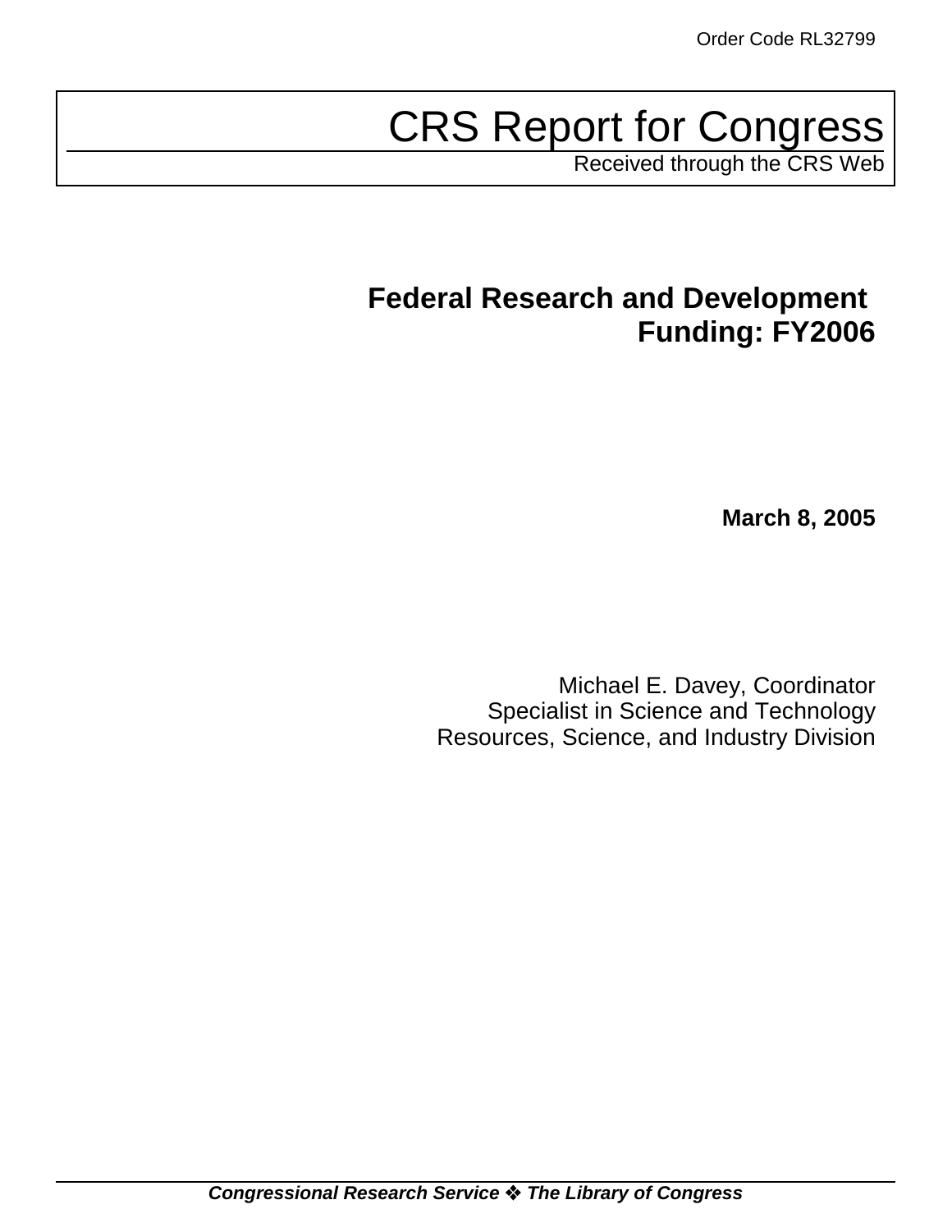Order Code RL32799

# CRS Report for Congress

Received through the CRS Web

## Federal Research and Development Funding: FY2006

**March 8, 2005**

Michael E. Davey, Coordinator
Specialist in Science and Technology
Resources, Science, and Industry Division

***Congressional Research Service ❖ The Library of Congress***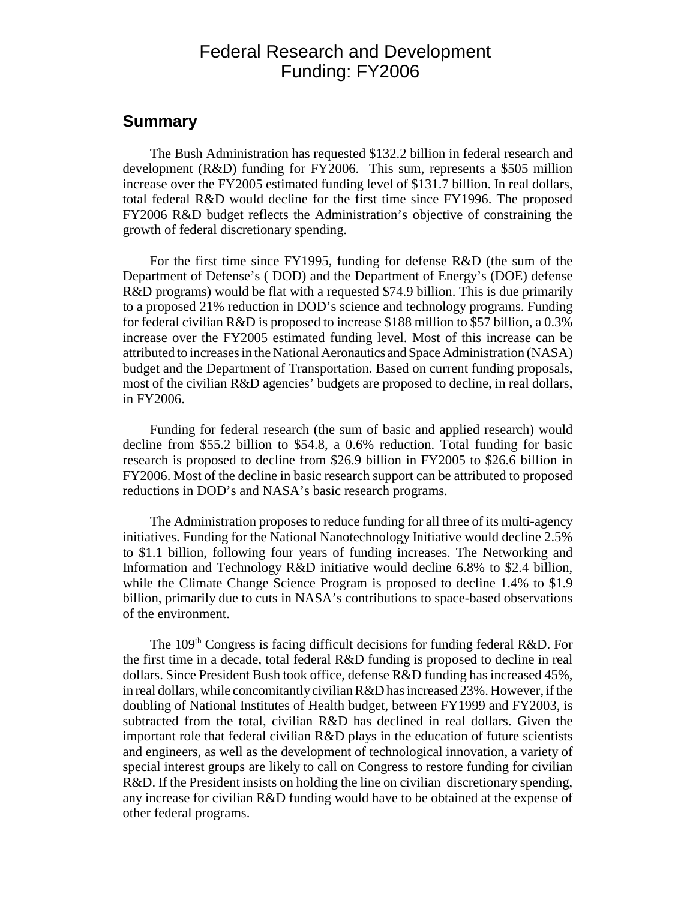# Federal Research and Development Funding: FY2006

## Summary

The Bush Administration has requested $132.2 billion in federal research and development (R&D) funding for FY2006. This sum, represents a $505 million increase over the FY2005 estimated funding level of $131.7 billion. In real dollars, total federal R&D would decline for the first time since FY1996. The proposed FY2006 R&D budget reflects the Administration's objective of constraining the growth of federal discretionary spending.

For the first time since FY1995, funding for defense R&D (the sum of the Department of Defense's ( DOD) and the Department of Energy's (DOE) defense R&D programs) would be flat with a requested $74.9 billion. This is due primarily to a proposed 21% reduction in DOD's science and technology programs. Funding for federal civilian R&D is proposed to increase $188 million to $57 billion, a 0.3% increase over the FY2005 estimated funding level. Most of this increase can be attributed to increases in the National Aeronautics and Space Administration (NASA) budget and the Department of Transportation. Based on current funding proposals, most of the civilian R&D agencies' budgets are proposed to decline, in real dollars, in FY2006.

Funding for federal research (the sum of basic and applied research) would decline from $55.2 billion to $54.8, a 0.6% reduction. Total funding for basic research is proposed to decline from $26.9 billion in FY2005 to $26.6 billion in FY2006. Most of the decline in basic research support can be attributed to proposed reductions in DOD's and NASA's basic research programs.

The Administration proposes to reduce funding for all three of its multi-agency initiatives. Funding for the National Nanotechnology Initiative would decline 2.5% to $1.1 billion, following four years of funding increases. The Networking and Information and Technology R&D initiative would decline 6.8% to $2.4 billion, while the Climate Change Science Program is proposed to decline 1.4% to $1.9 billion, primarily due to cuts in NASA's contributions to space-based observations of the environment.

The 109th Congress is facing difficult decisions for funding federal R&D. For the first time in a decade, total federal R&D funding is proposed to decline in real dollars. Since President Bush took office, defense R&D funding has increased 45%, in real dollars, while concomitantly civilian R&D has increased 23%. However, if the doubling of National Institutes of Health budget, between FY1999 and FY2003, is subtracted from the total, civilian R&D has declined in real dollars. Given the important role that federal civilian R&D plays in the education of future scientists and engineers, as well as the development of technological innovation, a variety of special interest groups are likely to call on Congress to restore funding for civilian R&D. If the President insists on holding the line on civilian discretionary spending, any increase for civilian R&D funding would have to be obtained at the expense of other federal programs.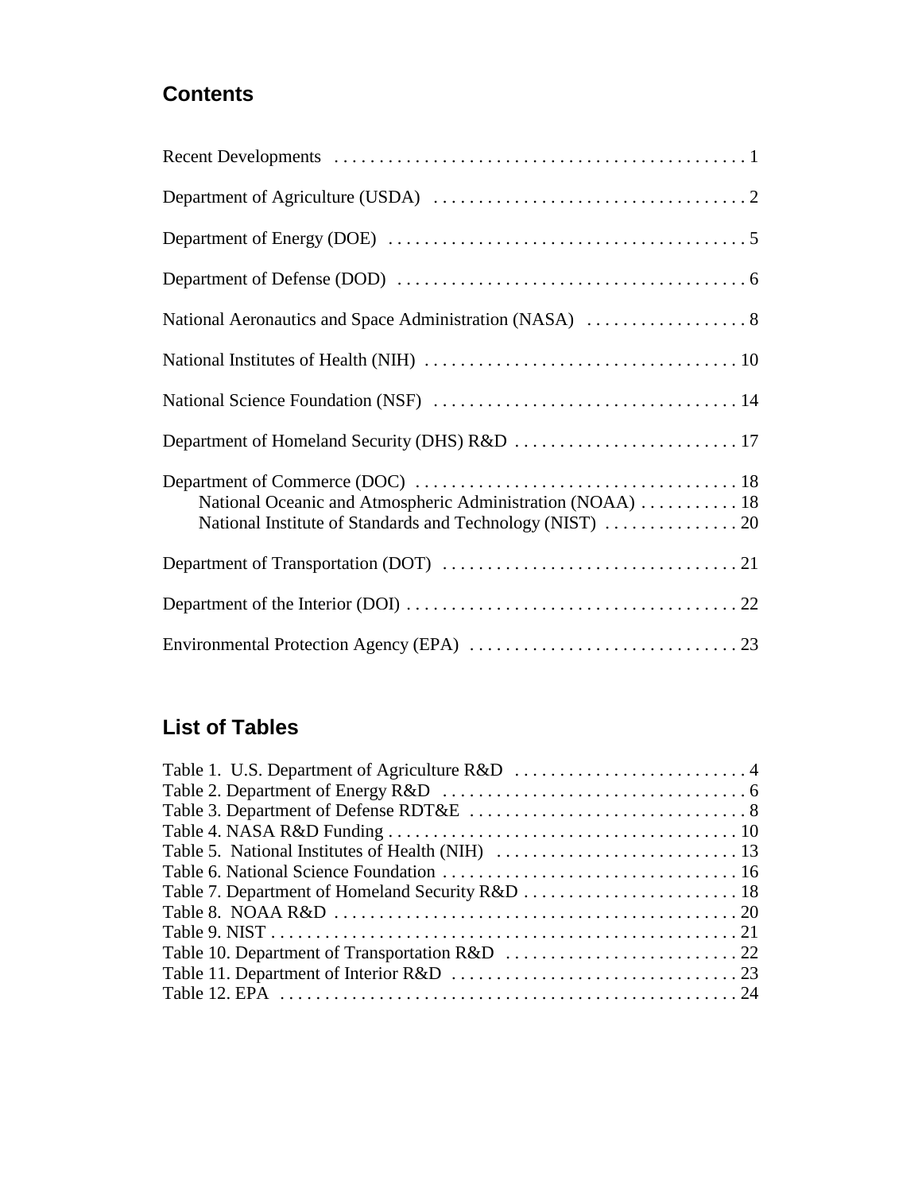## Contents

Recent Developments . . . . . . . . . . . . . . . . . . . . . . . . . . . . . . . . . . . . . . . . . . . . . 1

Department of Agriculture (USDA) . . . . . . . . . . . . . . . . . . . . . . . . . . . . . . . . . . . 2

Department of Energy (DOE) . . . . . . . . . . . . . . . . . . . . . . . . . . . . . . . . . . . . . . . 5

Department of Defense (DOD) . . . . . . . . . . . . . . . . . . . . . . . . . . . . . . . . . . . . . . 6

National Aeronautics and Space Administration (NASA) . . . . . . . . . . . . . . . . . . 8

National Institutes of Health (NIH) . . . . . . . . . . . . . . . . . . . . . . . . . . . . . . . . . . . 10

National Science Foundation (NSF) . . . . . . . . . . . . . . . . . . . . . . . . . . . . . . . . . . 14

Department of Homeland Security (DHS) R&D . . . . . . . . . . . . . . . . . . . . . . . . . 17

Department of Commerce (DOC) . . . . . . . . . . . . . . . . . . . . . . . . . . . . . . . . . . . . 18
- National Oceanic and Atmospheric Administration (NOAA) . . . . . . . . . . . 18
- National Institute of Standards and Technology (NIST) . . . . . . . . . . . . . . . 20

Department of Transportation (DOT) . . . . . . . . . . . . . . . . . . . . . . . . . . . . . . . . . 21

Department of the Interior (DOI) . . . . . . . . . . . . . . . . . . . . . . . . . . . . . . . . . . . . . 22

Environmental Protection Agency (EPA) . . . . . . . . . . . . . . . . . . . . . . . . . . . . . . 23

## List of Tables

Table 1. U.S. Department of Agriculture R&D . . . . . . . . . . . . . . . . . . . . . . . . . . 4
Table 2. Department of Energy R&D . . . . . . . . . . . . . . . . . . . . . . . . . . . . . . . . . . 6
Table 3. Department of Defense RDT&E . . . . . . . . . . . . . . . . . . . . . . . . . . . . . . . 8
Table 4. NASA R&D Funding . . . . . . . . . . . . . . . . . . . . . . . . . . . . . . . . . . . . . . . 10
Table 5. National Institutes of Health (NIH) . . . . . . . . . . . . . . . . . . . . . . . . . . . 13
Table 6. National Science Foundation . . . . . . . . . . . . . . . . . . . . . . . . . . . . . . . . . 16
Table 7. Department of Homeland Security R&D . . . . . . . . . . . . . . . . . . . . . . . . 18
Table 8. NOAA R&D . . . . . . . . . . . . . . . . . . . . . . . . . . . . . . . . . . . . . . . . . . . . . 20
Table 9. NIST . . . . . . . . . . . . . . . . . . . . . . . . . . . . . . . . . . . . . . . . . . . . . . . . . . . 21
Table 10. Department of Transportation R&D . . . . . . . . . . . . . . . . . . . . . . . . . . 22
Table 11. Department of Interior R&D . . . . . . . . . . . . . . . . . . . . . . . . . . . . . . . . 23
Table 12. EPA . . . . . . . . . . . . . . . . . . . . . . . . . . . . . . . . . . . . . . . . . . . . . . . . . . . 24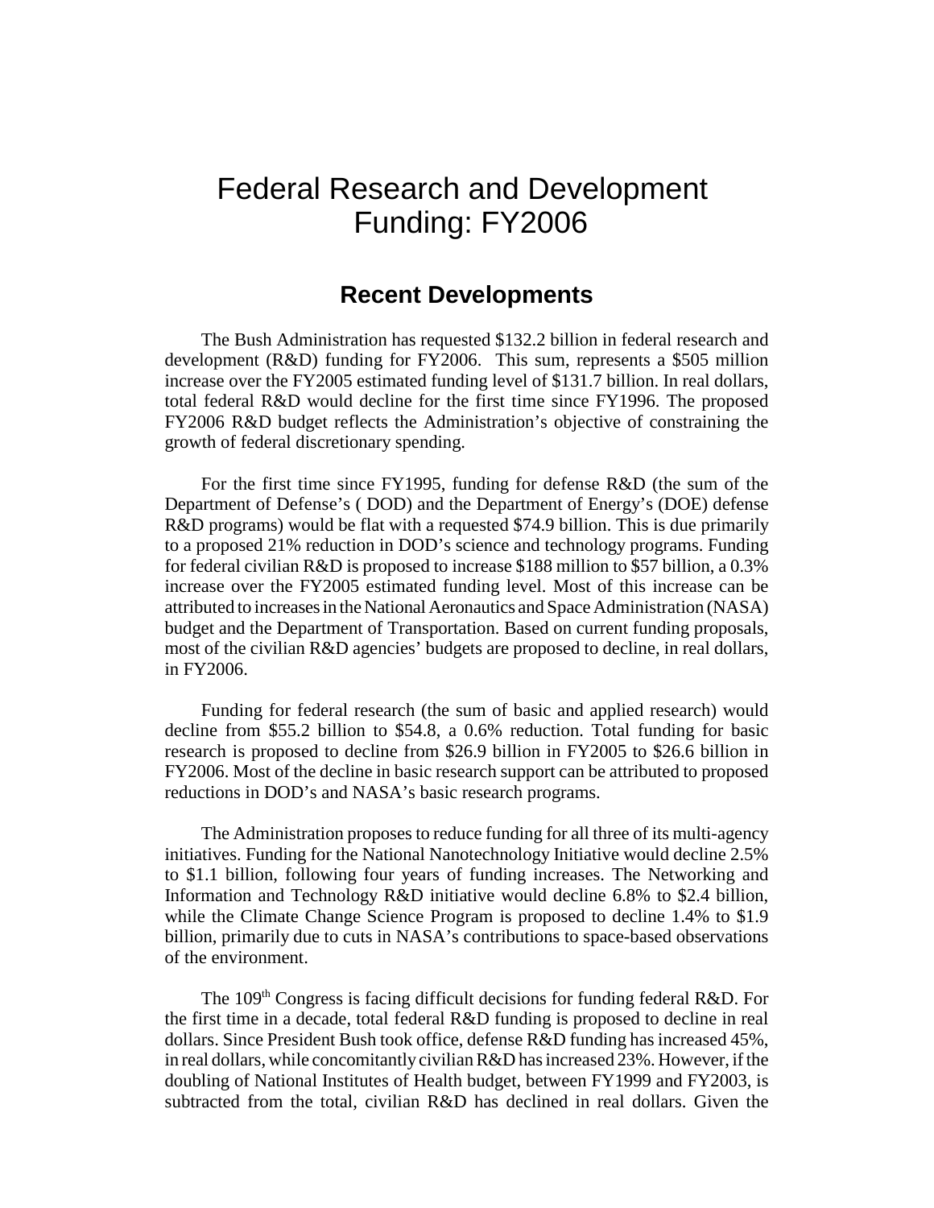# Federal Research and Development Funding: FY2006

## Recent Developments

The Bush Administration has requested $132.2 billion in federal research and development (R&D) funding for FY2006. This sum, represents a $505 million increase over the FY2005 estimated funding level of $131.7 billion. In real dollars, total federal R&D would decline for the first time since FY1996. The proposed FY2006 R&D budget reflects the Administration's objective of constraining the growth of federal discretionary spending.

For the first time since FY1995, funding for defense R&D (the sum of the Department of Defense's ( DOD) and the Department of Energy's (DOE) defense R&D programs) would be flat with a requested $74.9 billion. This is due primarily to a proposed 21% reduction in DOD's science and technology programs. Funding for federal civilian R&D is proposed to increase $188 million to $57 billion, a 0.3% increase over the FY2005 estimated funding level. Most of this increase can be attributed to increases in the National Aeronautics and Space Administration (NASA) budget and the Department of Transportation. Based on current funding proposals, most of the civilian R&D agencies' budgets are proposed to decline, in real dollars, in FY2006.

Funding for federal research (the sum of basic and applied research) would decline from $55.2 billion to $54.8, a 0.6% reduction. Total funding for basic research is proposed to decline from $26.9 billion in FY2005 to $26.6 billion in FY2006. Most of the decline in basic research support can be attributed to proposed reductions in DOD's and NASA's basic research programs.

The Administration proposes to reduce funding for all three of its multi-agency initiatives. Funding for the National Nanotechnology Initiative would decline 2.5% to $1.1 billion, following four years of funding increases. The Networking and Information and Technology R&D initiative would decline 6.8% to $2.4 billion, while the Climate Change Science Program is proposed to decline 1.4% to $1.9 billion, primarily due to cuts in NASA's contributions to space-based observations of the environment.

The 109th Congress is facing difficult decisions for funding federal R&D. For the first time in a decade, total federal R&D funding is proposed to decline in real dollars. Since President Bush took office, defense R&D funding has increased 45%, in real dollars, while concomitantly civilian R&D has increased 23%. However, if the doubling of National Institutes of Health budget, between FY1999 and FY2003, is subtracted from the total, civilian R&D has declined in real dollars. Given the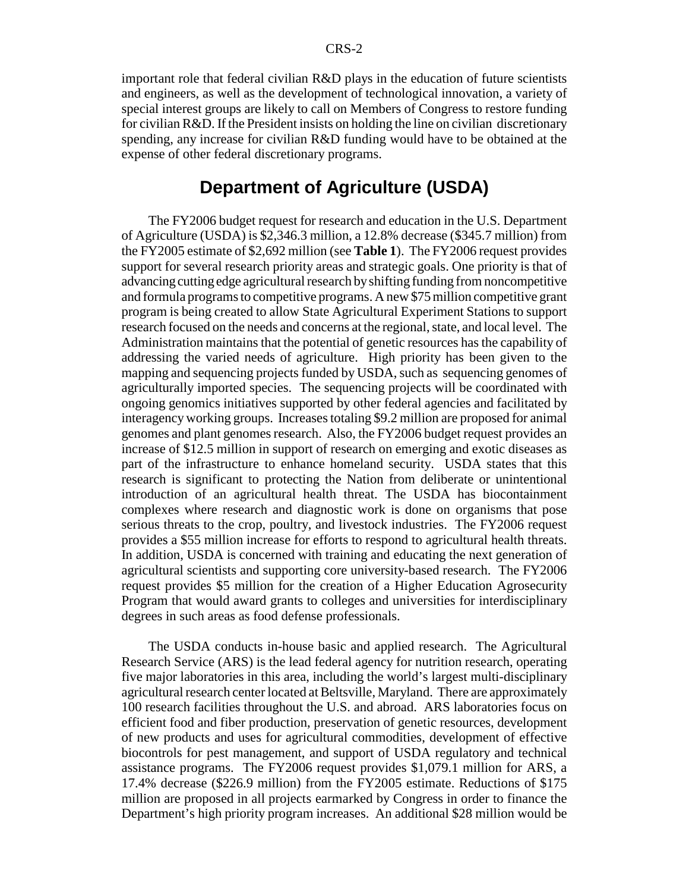important role that federal civilian R&D plays in the education of future scientists and engineers, as well as the development of technological innovation, a variety of special interest groups are likely to call on Members of Congress to restore funding for civilian R&D. If the President insists on holding the line on civilian discretionary spending, any increase for civilian R&D funding would have to be obtained at the expense of other federal discretionary programs.

## Department of Agriculture (USDA)

The FY2006 budget request for research and education in the U.S. Department of Agriculture (USDA) is $2,346.3 million, a 12.8% decrease ($345.7 million) from the FY2005 estimate of $2,692 million (see **Table 1**). The FY2006 request provides support for several research priority areas and strategic goals. One priority is that of advancing cutting edge agricultural research by shifting funding from noncompetitive and formula programs to competitive programs. A new $75 million competitive grant program is being created to allow State Agricultural Experiment Stations to support research focused on the needs and concerns at the regional, state, and local level. The Administration maintains that the potential of genetic resources has the capability of addressing the varied needs of agriculture. High priority has been given to the mapping and sequencing projects funded by USDA, such as sequencing genomes of agriculturally imported species. The sequencing projects will be coordinated with ongoing genomics initiatives supported by other federal agencies and facilitated by interagency working groups. Increases totaling $9.2 million are proposed for animal genomes and plant genomes research. Also, the FY2006 budget request provides an increase of $12.5 million in support of research on emerging and exotic diseases as part of the infrastructure to enhance homeland security. USDA states that this research is significant to protecting the Nation from deliberate or unintentional introduction of an agricultural health threat. The USDA has biocontainment complexes where research and diagnostic work is done on organisms that pose serious threats to the crop, poultry, and livestock industries. The FY2006 request provides a $55 million increase for efforts to respond to agricultural health threats. In addition, USDA is concerned with training and educating the next generation of agricultural scientists and supporting core university-based research. The FY2006 request provides $5 million for the creation of a Higher Education Agrosecurity Program that would award grants to colleges and universities for interdisciplinary degrees in such areas as food defense professionals.

The USDA conducts in-house basic and applied research. The Agricultural Research Service (ARS) is the lead federal agency for nutrition research, operating five major laboratories in this area, including the world's largest multi-disciplinary agricultural research center located at Beltsville, Maryland. There are approximately 100 research facilities throughout the U.S. and abroad. ARS laboratories focus on efficient food and fiber production, preservation of genetic resources, development of new products and uses for agricultural commodities, development of effective biocontrols for pest management, and support of USDA regulatory and technical assistance programs. The FY2006 request provides $1,079.1 million for ARS, a 17.4% decrease ($226.9 million) from the FY2005 estimate. Reductions of $175 million are proposed in all projects earmarked by Congress in order to finance the Department's high priority program increases. An additional $28 million would be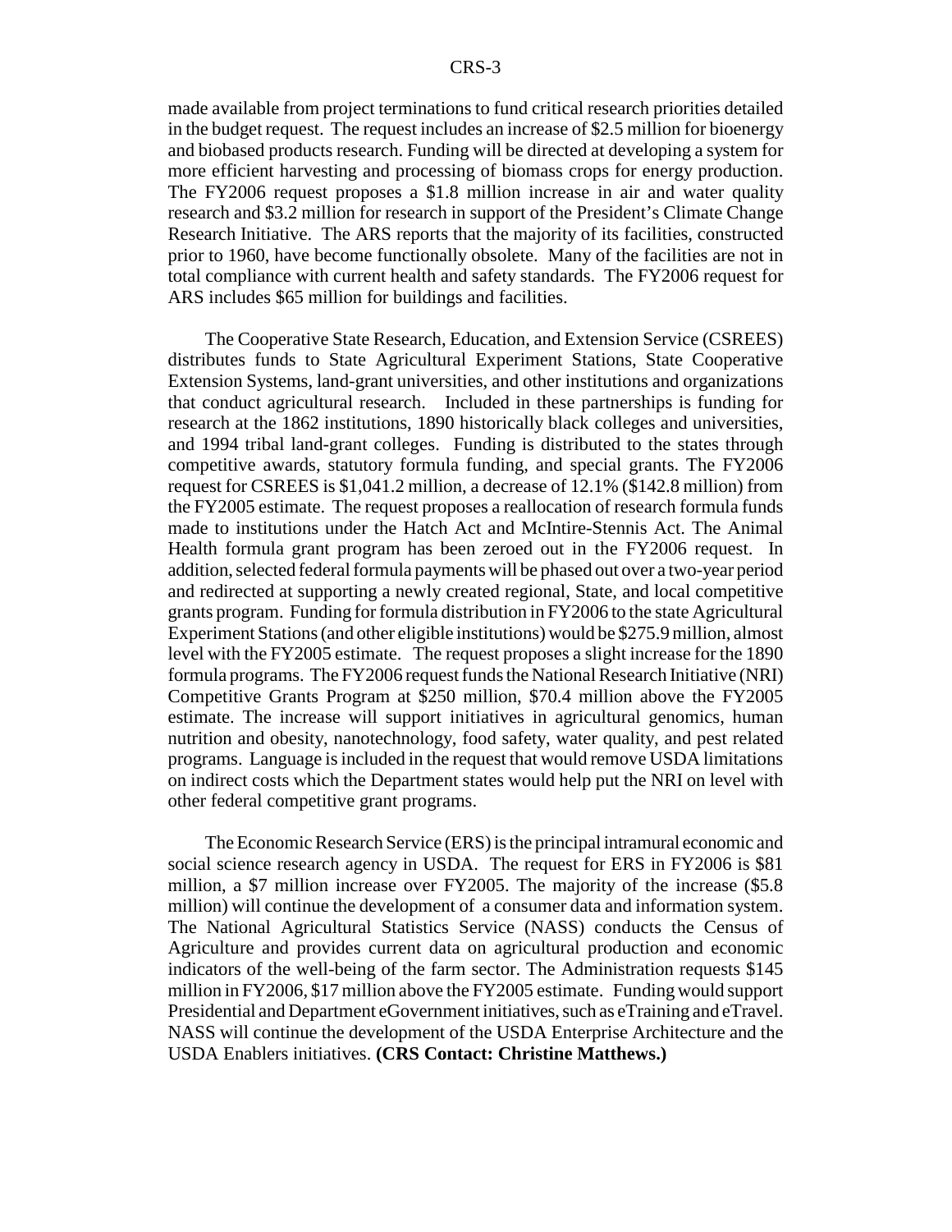made available from project terminations to fund critical research priorities detailed in the budget request. The request includes an increase of $2.5 million for bioenergy and biobased products research. Funding will be directed at developing a system for more efficient harvesting and processing of biomass crops for energy production. The FY2006 request proposes a $1.8 million increase in air and water quality research and $3.2 million for research in support of the President's Climate Change Research Initiative. The ARS reports that the majority of its facilities, constructed prior to 1960, have become functionally obsolete. Many of the facilities are not in total compliance with current health and safety standards. The FY2006 request for ARS includes $65 million for buildings and facilities.

The Cooperative State Research, Education, and Extension Service (CSREES) distributes funds to State Agricultural Experiment Stations, State Cooperative Extension Systems, land-grant universities, and other institutions and organizations that conduct agricultural research. Included in these partnerships is funding for research at the 1862 institutions, 1890 historically black colleges and universities, and 1994 tribal land-grant colleges. Funding is distributed to the states through competitive awards, statutory formula funding, and special grants. The FY2006 request for CSREES is $1,041.2 million, a decrease of 12.1% ($142.8 million) from the FY2005 estimate. The request proposes a reallocation of research formula funds made to institutions under the Hatch Act and McIntire-Stennis Act. The Animal Health formula grant program has been zeroed out in the FY2006 request. In addition, selected federal formula payments will be phased out over a two-year period and redirected at supporting a newly created regional, State, and local competitive grants program. Funding for formula distribution in FY2006 to the state Agricultural Experiment Stations (and other eligible institutions) would be $275.9 million, almost level with the FY2005 estimate. The request proposes a slight increase for the 1890 formula programs. The FY2006 request funds the National Research Initiative (NRI) Competitive Grants Program at $250 million, $70.4 million above the FY2005 estimate. The increase will support initiatives in agricultural genomics, human nutrition and obesity, nanotechnology, food safety, water quality, and pest related programs. Language is included in the request that would remove USDA limitations on indirect costs which the Department states would help put the NRI on level with other federal competitive grant programs.

The Economic Research Service (ERS) is the principal intramural economic and social science research agency in USDA. The request for ERS in FY2006 is $81 million, a $7 million increase over FY2005. The majority of the increase ($5.8 million) will continue the development of a consumer data and information system. The National Agricultural Statistics Service (NASS) conducts the Census of Agriculture and provides current data on agricultural production and economic indicators of the well-being of the farm sector. The Administration requests $145 million in FY2006, $17 million above the FY2005 estimate. Funding would support Presidential and Department eGovernment initiatives, such as eTraining and eTravel. NASS will continue the development of the USDA Enterprise Architecture and the USDA Enablers initiatives. **(CRS Contact: Christine Matthews.)**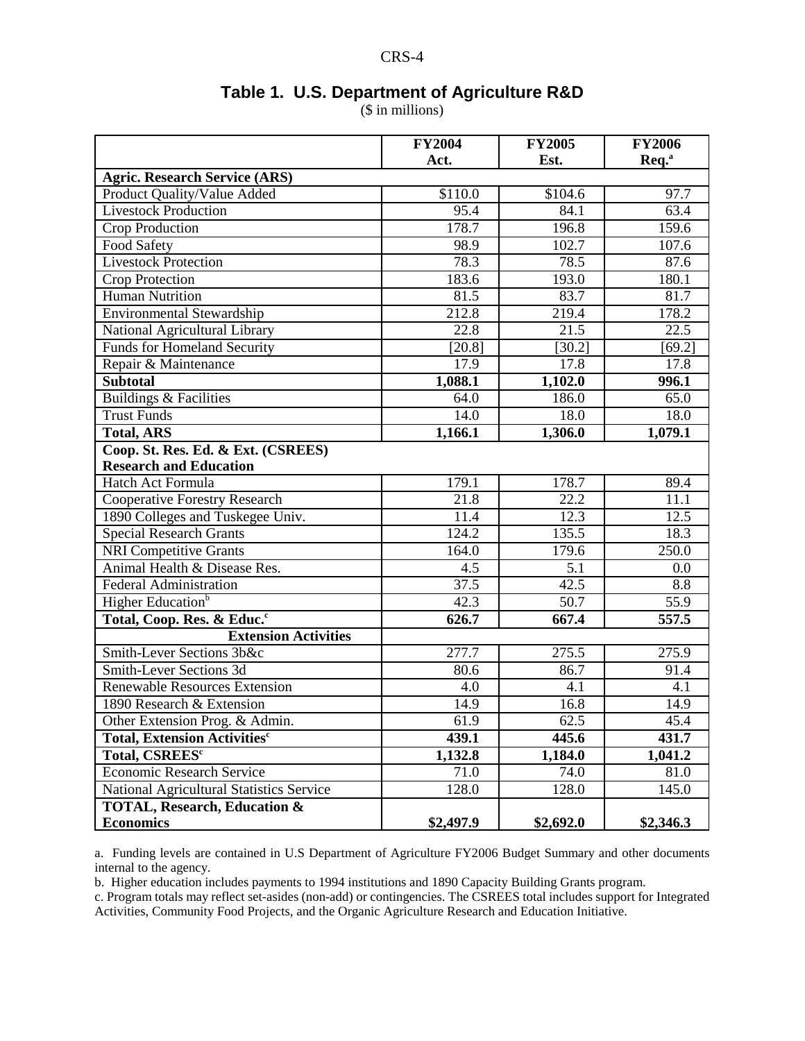## Table 1. U.S. Department of Agriculture R&D

($ in millions)

| | FY2004 Act. | FY2005 Est. | FY2006 Req.[a] |
|---|---|---|---|
| **Agric. Research Service (ARS)** | | | |
| Product Quality/Value Added | $110.0 | $104.6 | 97.7 |
| Livestock Production | 95.4 | 84.1 | 63.4 |
| Crop Production | 178.7 | 196.8 | 159.6 |
| Food Safety | 98.9 | 102.7 | 107.6 |
| Livestock Protection | 78.3 | 78.5 | 87.6 |
| Crop Protection | 183.6 | 193.0 | 180.1 |
| Human Nutrition | 81.5 | 83.7 | 81.7 |
| Environmental Stewardship | 212.8 | 219.4 | 178.2 |
| National Agricultural Library | 22.8 | 21.5 | 22.5 |
| Funds for Homeland Security | [20.8] | [30.2] | [69.2] |
| Repair & Maintenance | 17.9 | 17.8 | 17.8 |
| **Subtotal** | **1,088.1** | **1,102.0** | **996.1** |
| Buildings & Facilities | 64.0 | 186.0 | 65.0 |
| Trust Funds | 14.0 | 18.0 | 18.0 |
| **Total, ARS** | **1,166.1** | **1,306.0** | **1,079.1** |
| **Coop. St. Res. Ed. & Ext. (CSREES) Research and Education** | | | |
| Hatch Act Formula | 179.1 | 178.7 | 89.4 |
| Cooperative Forestry Research | 21.8 | 22.2 | 11.1 |
| 1890 Colleges and Tuskegee Univ. | 11.4 | 12.3 | 12.5 |
| Special Research Grants | 124.2 | 135.5 | 18.3 |
| NRI Competitive Grants | 164.0 | 179.6 | 250.0 |
| Animal Health & Disease Res. | 4.5 | 5.1 | 0.0 |
| Federal Administration | 37.5 | 42.5 | 8.8 |
| Higher Education[b] | 42.3 | 50.7 | 55.9 |
| **Total, Coop. Res. & Educ.[c]** | **626.7** | **667.4** | **557.5** |
| **Extension Activities** | | | |
| Smith-Lever Sections 3b&c | 277.7 | 275.5 | 275.9 |
| Smith-Lever Sections 3d | 80.6 | 86.7 | 91.4 |
| Renewable Resources Extension | 4.0 | 4.1 | 4.1 |
| 1890 Research & Extension | 14.9 | 16.8 | 14.9 |
| Other Extension Prog. & Admin. | 61.9 | 62.5 | 45.4 |
| **Total, Extension Activities[c]** | **439.1** | **445.6** | **431.7** |
| **Total, CSREES[c]** | **1,132.8** | **1,184.0** | **1,041.2** |
| Economic Research Service | 71.0 | 74.0 | 81.0 |
| National Agricultural Statistics Service | 128.0 | 128.0 | 145.0 |
| **TOTAL, Research, Education & Economics** | **$2,497.9** | **$2,692.0** | **$2,346.3** |

a. Funding levels are contained in U.S Department of Agriculture FY2006 Budget Summary and other documents internal to the agency.

b. Higher education includes payments to 1994 institutions and 1890 Capacity Building Grants program.

c. Program totals may reflect set-asides (non-add) or contingencies. The CSREES total includes support for Integrated Activities, Community Food Projects, and the Organic Agriculture Research and Education Initiative.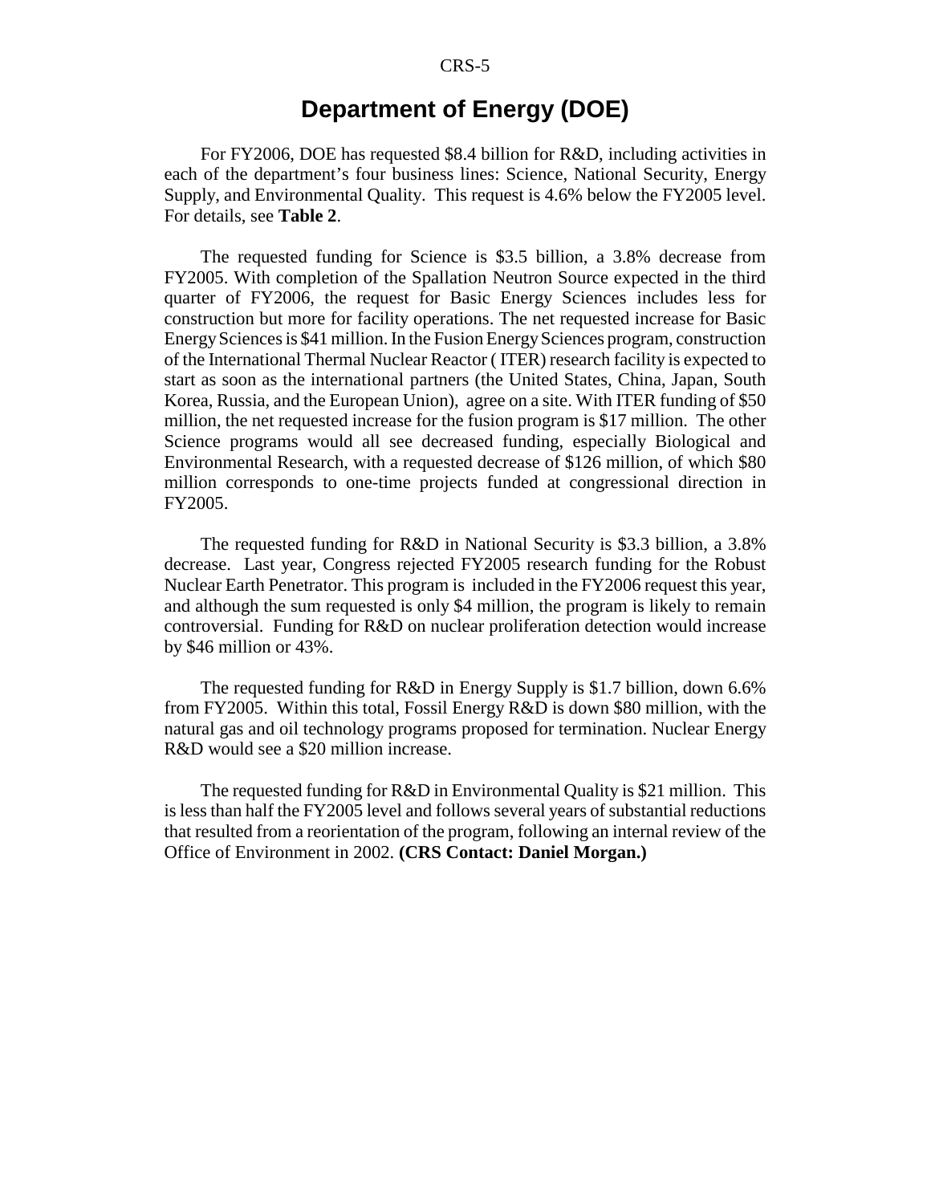# Department of Energy (DOE)

For FY2006, DOE has requested $8.4 billion for R&D, including activities in each of the department's four business lines: Science, National Security, Energy Supply, and Environmental Quality. This request is 4.6% below the FY2005 level. For details, see **Table 2**.

The requested funding for Science is $3.5 billion, a 3.8% decrease from FY2005. With completion of the Spallation Neutron Source expected in the third quarter of FY2006, the request for Basic Energy Sciences includes less for construction but more for facility operations. The net requested increase for Basic Energy Sciences is $41 million. In the Fusion Energy Sciences program, construction of the International Thermal Nuclear Reactor ( ITER) research facility is expected to start as soon as the international partners (the United States, China, Japan, South Korea, Russia, and the European Union), agree on a site. With ITER funding of $50 million, the net requested increase for the fusion program is $17 million. The other Science programs would all see decreased funding, especially Biological and Environmental Research, with a requested decrease of $126 million, of which $80 million corresponds to one-time projects funded at congressional direction in FY2005.

The requested funding for R&D in National Security is $3.3 billion, a 3.8% decrease. Last year, Congress rejected FY2005 research funding for the Robust Nuclear Earth Penetrator. This program is included in the FY2006 request this year, and although the sum requested is only $4 million, the program is likely to remain controversial. Funding for R&D on nuclear proliferation detection would increase by $46 million or 43%.

The requested funding for R&D in Energy Supply is $1.7 billion, down 6.6% from FY2005. Within this total, Fossil Energy R&D is down $80 million, with the natural gas and oil technology programs proposed for termination. Nuclear Energy R&D would see a $20 million increase.

The requested funding for R&D in Environmental Quality is $21 million. This is less than half the FY2005 level and follows several years of substantial reductions that resulted from a reorientation of the program, following an internal review of the Office of Environment in 2002. **(CRS Contact: Daniel Morgan.)**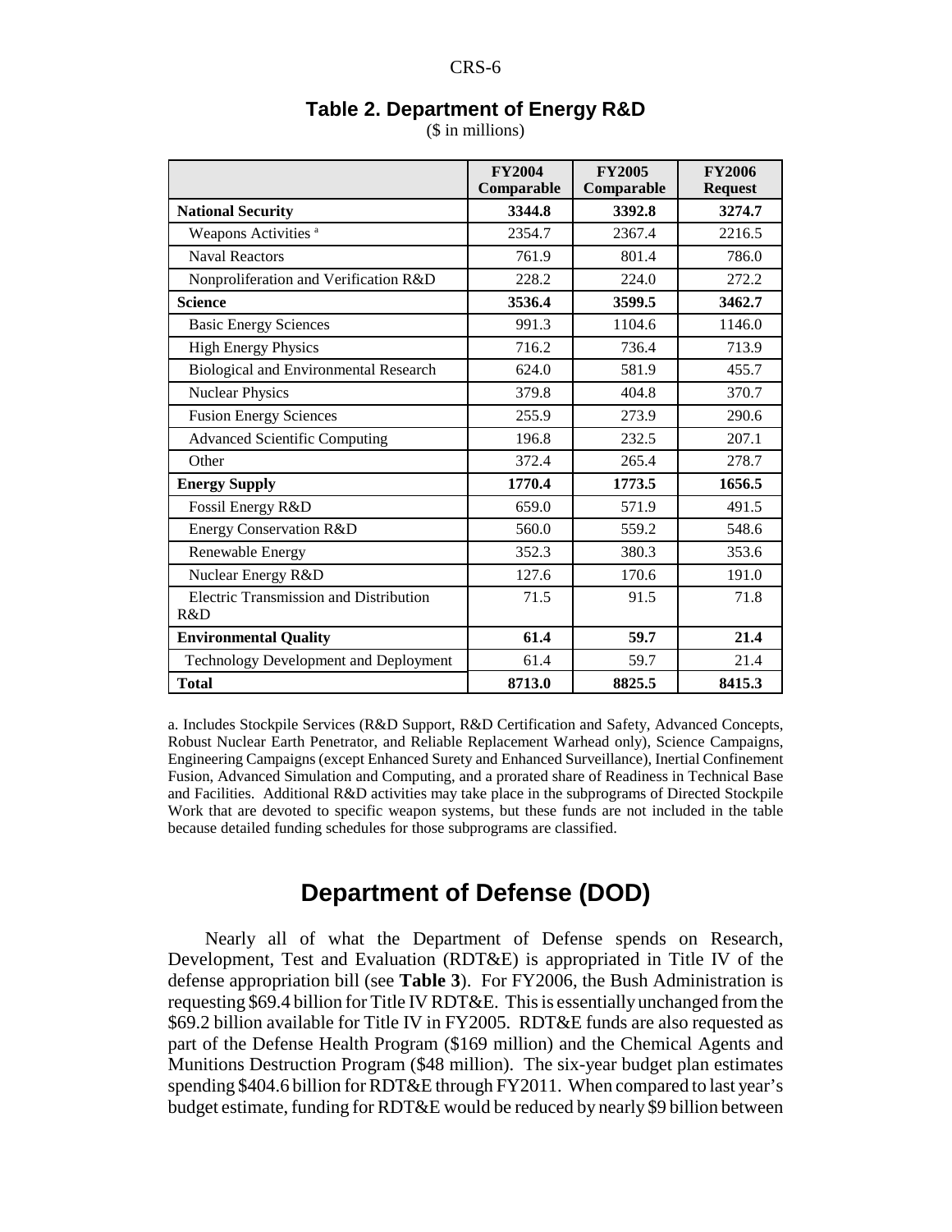**Table 2. Department of Energy R&D**

($ in millions)

| | FY2004 Comparable | FY2005 Comparable | FY2006 Request |
|---|---|---|---|
| **National Security** | **3344.8** | **3392.8** | **3274.7** |
| Weapons Activities [a] | 2354.7 | 2367.4 | 2216.5 |
| Naval Reactors | 761.9 | 801.4 | 786.0 |
| Nonproliferation and Verification R&D | 228.2 | 224.0 | 272.2 |
| **Science** | **3536.4** | **3599.5** | **3462.7** |
| Basic Energy Sciences | 991.3 | 1104.6 | 1146.0 |
| High Energy Physics | 716.2 | 736.4 | 713.9 |
| Biological and Environmental Research | 624.0 | 581.9 | 455.7 |
| Nuclear Physics | 379.8 | 404.8 | 370.7 |
| Fusion Energy Sciences | 255.9 | 273.9 | 290.6 |
| Advanced Scientific Computing | 196.8 | 232.5 | 207.1 |
| Other | 372.4 | 265.4 | 278.7 |
| **Energy Supply** | **1770.4** | **1773.5** | **1656.5** |
| Fossil Energy R&D | 659.0 | 571.9 | 491.5 |
| Energy Conservation R&D | 560.0 | 559.2 | 548.6 |
| Renewable Energy | 352.3 | 380.3 | 353.6 |
| Nuclear Energy R&D | 127.6 | 170.6 | 191.0 |
| Electric Transmission and Distribution R&D | 71.5 | 91.5 | 71.8 |
| **Environmental Quality** | **61.4** | **59.7** | **21.4** |
| Technology Development and Deployment | 61.4 | 59.7 | 21.4 |
| **Total** | **8713.0** | **8825.5** | **8415.3** |

a. Includes Stockpile Services (R&D Support, R&D Certification and Safety, Advanced Concepts, Robust Nuclear Earth Penetrator, and Reliable Replacement Warhead only), Science Campaigns, Engineering Campaigns (except Enhanced Surety and Enhanced Surveillance), Inertial Confinement Fusion, Advanced Simulation and Computing, and a prorated share of Readiness in Technical Base and Facilities. Additional R&D activities may take place in the subprograms of Directed Stockpile Work that are devoted to specific weapon systems, but these funds are not included in the table because detailed funding schedules for those subprograms are classified.

# Department of Defense (DOD)

Nearly all of what the Department of Defense spends on Research, Development, Test and Evaluation (RDT&E) is appropriated in Title IV of the defense appropriation bill (see **Table 3**). For FY2006, the Bush Administration is requesting $69.4 billion for Title IV RDT&E. This is essentially unchanged from the $69.2 billion available for Title IV in FY2005. RDT&E funds are also requested as part of the Defense Health Program ($169 million) and the Chemical Agents and Munitions Destruction Program ($48 million). The six-year budget plan estimates spending $404.6 billion for RDT&E through FY2011. When compared to last year's budget estimate, funding for RDT&E would be reduced by nearly $9 billion between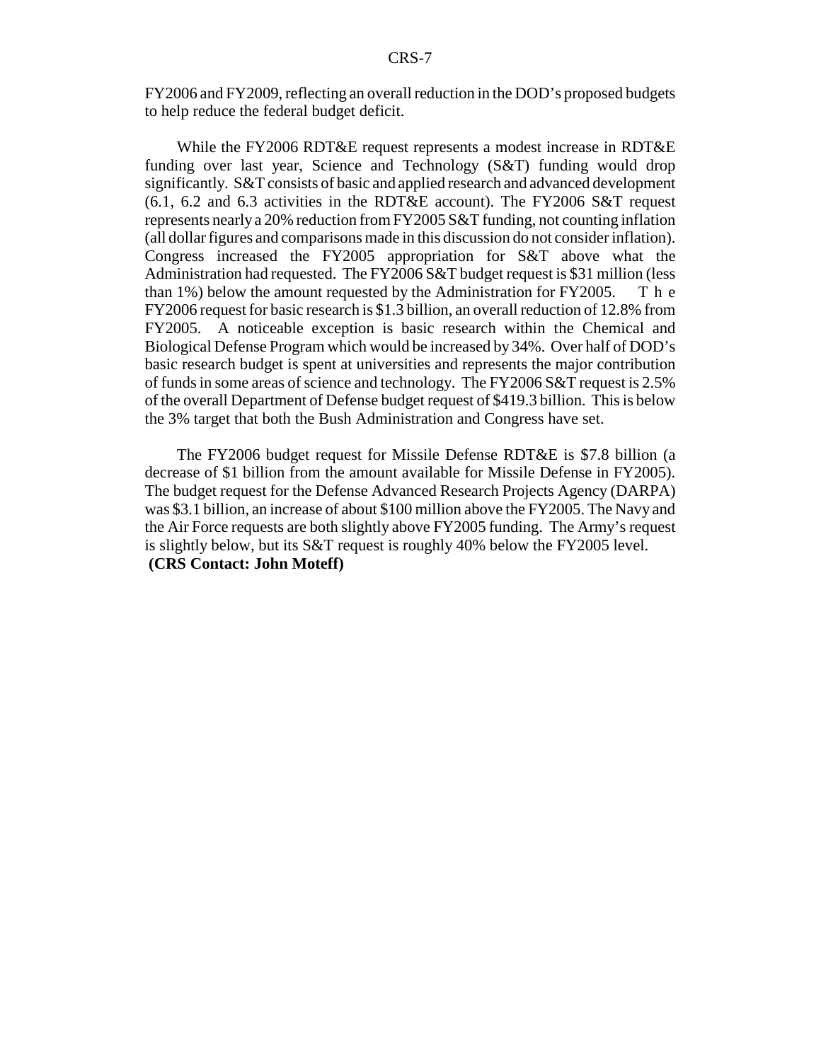FY2006 and FY2009, reflecting an overall reduction in the DOD's proposed budgets to help reduce the federal budget deficit.

While the FY2006 RDT&E request represents a modest increase in RDT&E funding over last year, Science and Technology (S&T) funding would drop significantly. S&T consists of basic and applied research and advanced development (6.1, 6.2 and 6.3 activities in the RDT&E account). The FY2006 S&T request represents nearly a 20% reduction from FY2005 S&T funding, not counting inflation (all dollar figures and comparisons made in this discussion do not consider inflation). Congress increased the FY2005 appropriation for S&T above what the Administration had requested. The FY2006 S&T budget request is $31 million (less than 1%) below the amount requested by the Administration for FY2005. The FY2006 request for basic research is $1.3 billion, an overall reduction of 12.8% from FY2005. A noticeable exception is basic research within the Chemical and Biological Defense Program which would be increased by 34%. Over half of DOD's basic research budget is spent at universities and represents the major contribution of funds in some areas of science and technology. The FY2006 S&T request is 2.5% of the overall Department of Defense budget request of $419.3 billion. This is below the 3% target that both the Bush Administration and Congress have set.

The FY2006 budget request for Missile Defense RDT&E is $7.8 billion (a decrease of $1 billion from the amount available for Missile Defense in FY2005). The budget request for the Defense Advanced Research Projects Agency (DARPA) was $3.1 billion, an increase of about $100 million above the FY2005. The Navy and the Air Force requests are both slightly above FY2005 funding. The Army's request is slightly below, but its S&T request is roughly 40% below the FY2005 level.
**(CRS Contact: John Moteff)**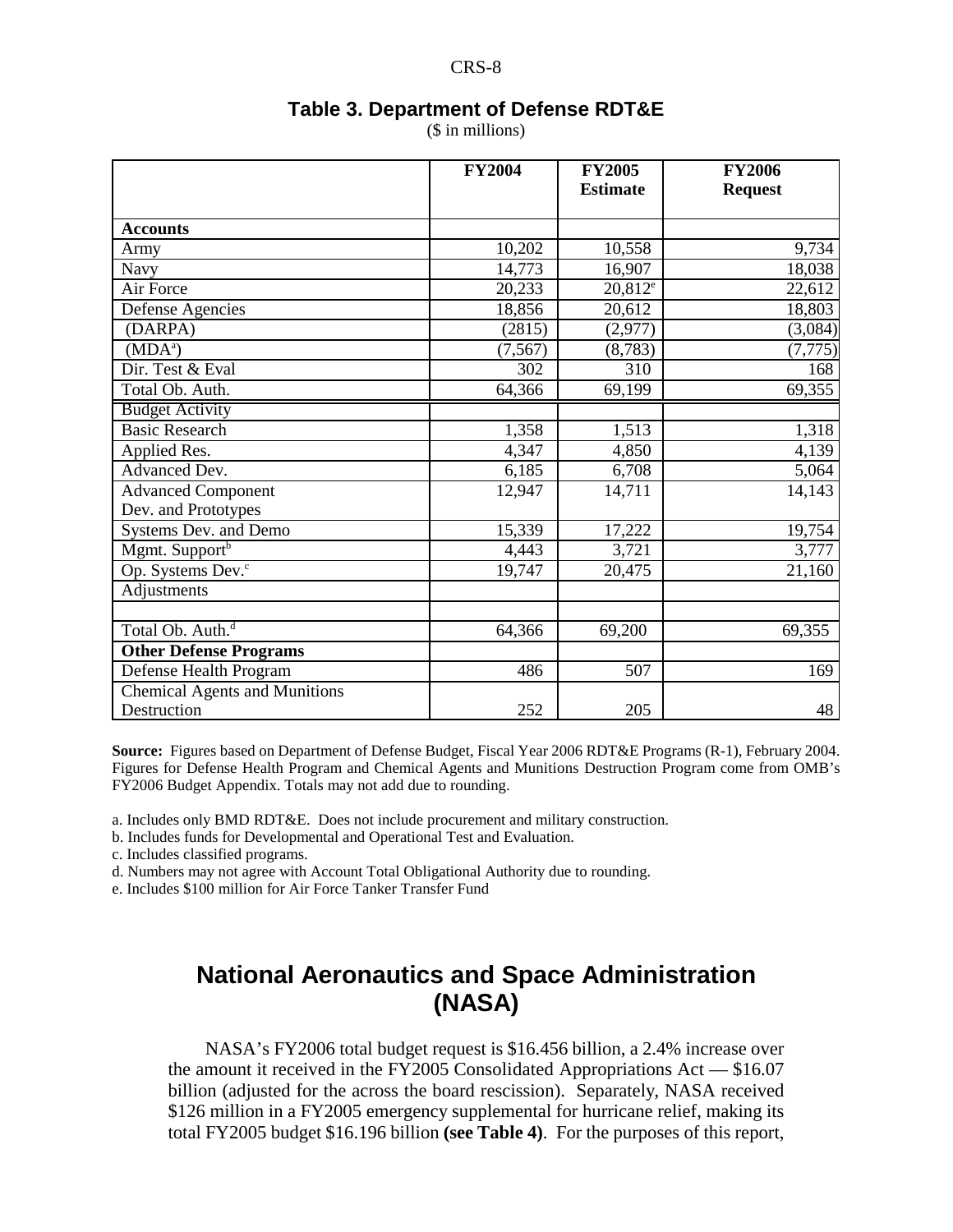### Table 3. Department of Defense RDT&E

($ in millions)

| | FY2004 | FY2005 Estimate | FY2006 Request |
|---|---|---|---|
| **Accounts** | | | |
| Army | 10,202 | 10,558 | 9,734 |
| Navy | 14,773 | 16,907 | 18,038 |
| Air Force | 20,233 | 20,812[e] | 22,612 |
| Defense Agencies | 18,856 | 20,612 | 18,803 |
| (DARPA) | (2815) | (2,977) | (3,084) |
| (MDA[a]) | (7,567) | (8,783) | (7,775) |
| Dir. Test & Eval | 302 | 310 | 168 |
| Total Ob. Auth. | 64,366 | 69,199 | 69,355 |
| Budget Activity | | | |
| Basic Research | 1,358 | 1,513 | 1,318 |
| Applied Res. | 4,347 | 4,850 | 4,139 |
| Advanced Dev. | 6,185 | 6,708 | 5,064 |
| Advanced Component Dev. and Prototypes | 12,947 | 14,711 | 14,143 |
| Systems Dev. and Demo | 15,339 | 17,222 | 19,754 |
| Mgmt. Support[b] | 4,443 | 3,721 | 3,777 |
| Op. Systems Dev.[c] | 19,747 | 20,475 | 21,160 |
| Adjustments | | | |
| | | | |
| Total Ob. Auth.[d] | 64,366 | 69,200 | 69,355 |
| **Other Defense Programs** | | | |
| Defense Health Program | 486 | 507 | 169 |
| Chemical Agents and Munitions Destruction | 252 | 205 | 48 |

**Source:** Figures based on Department of Defense Budget, Fiscal Year 2006 RDT&E Programs (R-1), February 2004. Figures for Defense Health Program and Chemical Agents and Munitions Destruction Program come from OMB's FY2006 Budget Appendix. Totals may not add due to rounding.

a. Includes only BMD RDT&E. Does not include procurement and military construction.
b. Includes funds for Developmental and Operational Test and Evaluation.
c. Includes classified programs.
d. Numbers may not agree with Account Total Obligational Authority due to rounding.
e. Includes $100 million for Air Force Tanker Transfer Fund

## National Aeronautics and Space Administration (NASA)

NASA's FY2006 total budget request is $16.456 billion, a 2.4% increase over the amount it received in the FY2005 Consolidated Appropriations Act — $16.07 billion (adjusted for the across the board rescission). Separately, NASA received $126 million in a FY2005 emergency supplemental for hurricane relief, making its total FY2005 budget $16.196 billion **(see Table 4)**. For the purposes of this report,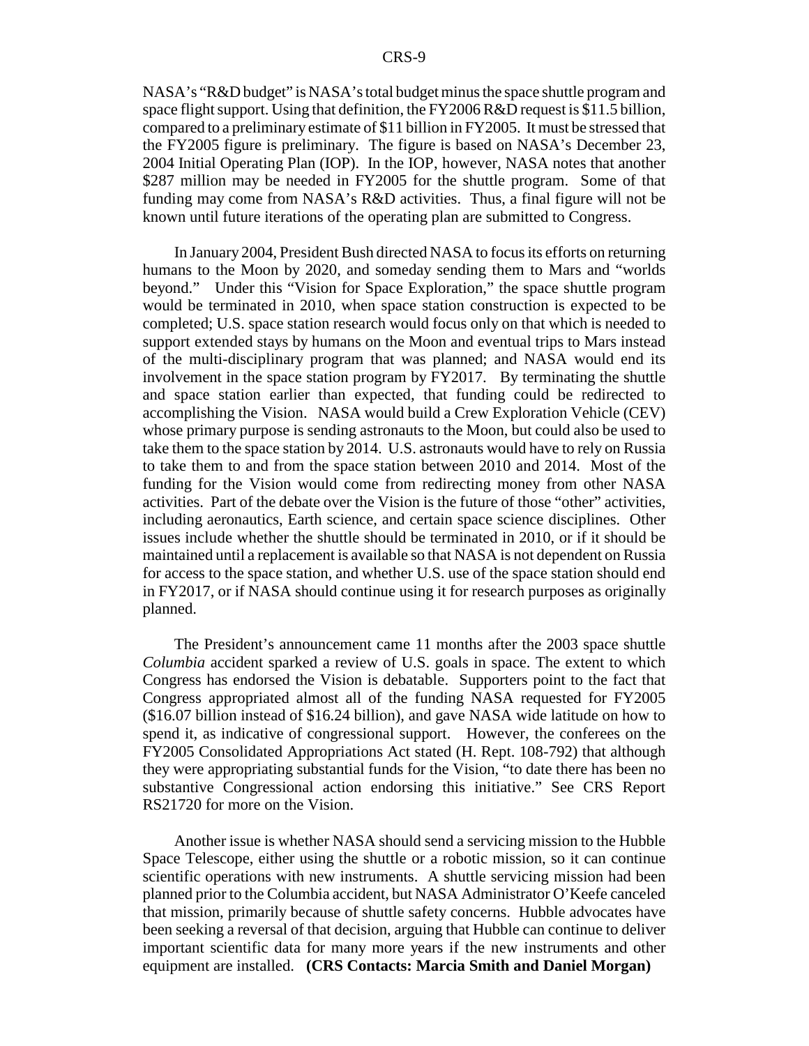NASA's "R&D budget" is NASA's total budget minus the space shuttle program and space flight support. Using that definition, the FY2006 R&D request is $11.5 billion, compared to a preliminary estimate of $11 billion in FY2005. It must be stressed that the FY2005 figure is preliminary. The figure is based on NASA's December 23, 2004 Initial Operating Plan (IOP). In the IOP, however, NASA notes that another $287 million may be needed in FY2005 for the shuttle program. Some of that funding may come from NASA's R&D activities. Thus, a final figure will not be known until future iterations of the operating plan are submitted to Congress.

In January 2004, President Bush directed NASA to focus its efforts on returning humans to the Moon by 2020, and someday sending them to Mars and "worlds beyond." Under this "Vision for Space Exploration," the space shuttle program would be terminated in 2010, when space station construction is expected to be completed; U.S. space station research would focus only on that which is needed to support extended stays by humans on the Moon and eventual trips to Mars instead of the multi-disciplinary program that was planned; and NASA would end its involvement in the space station program by FY2017. By terminating the shuttle and space station earlier than expected, that funding could be redirected to accomplishing the Vision. NASA would build a Crew Exploration Vehicle (CEV) whose primary purpose is sending astronauts to the Moon, but could also be used to take them to the space station by 2014. U.S. astronauts would have to rely on Russia to take them to and from the space station between 2010 and 2014. Most of the funding for the Vision would come from redirecting money from other NASA activities. Part of the debate over the Vision is the future of those "other" activities, including aeronautics, Earth science, and certain space science disciplines. Other issues include whether the shuttle should be terminated in 2010, or if it should be maintained until a replacement is available so that NASA is not dependent on Russia for access to the space station, and whether U.S. use of the space station should end in FY2017, or if NASA should continue using it for research purposes as originally planned.

The President's announcement came 11 months after the 2003 space shuttle *Columbia* accident sparked a review of U.S. goals in space. The extent to which Congress has endorsed the Vision is debatable. Supporters point to the fact that Congress appropriated almost all of the funding NASA requested for FY2005 ($16.07 billion instead of $16.24 billion), and gave NASA wide latitude on how to spend it, as indicative of congressional support. However, the conferees on the FY2005 Consolidated Appropriations Act stated (H. Rept. 108-792) that although they were appropriating substantial funds for the Vision, "to date there has been no substantive Congressional action endorsing this initiative." See CRS Report RS21720 for more on the Vision.

Another issue is whether NASA should send a servicing mission to the Hubble Space Telescope, either using the shuttle or a robotic mission, so it can continue scientific operations with new instruments. A shuttle servicing mission had been planned prior to the Columbia accident, but NASA Administrator O'Keefe canceled that mission, primarily because of shuttle safety concerns. Hubble advocates have been seeking a reversal of that decision, arguing that Hubble can continue to deliver important scientific data for many more years if the new instruments and other equipment are installed. **(CRS Contacts: Marcia Smith and Daniel Morgan)**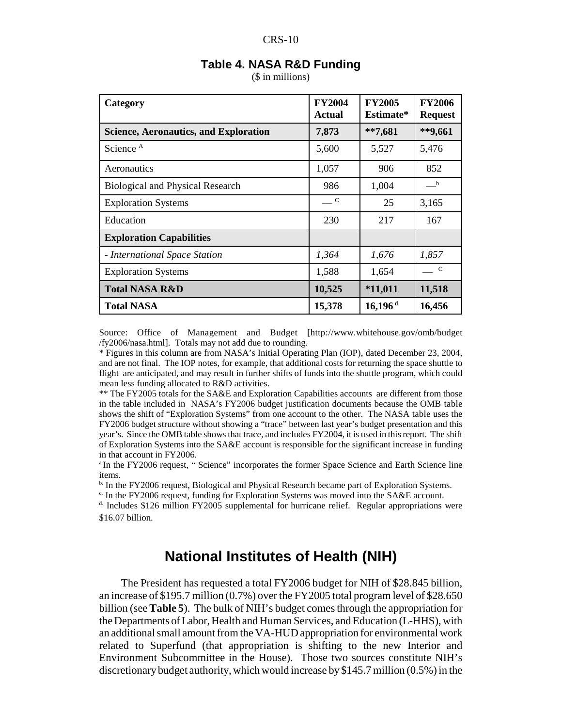**Table 4. NASA R&D Funding**

($ in millions)

| Category | FY2004 Actual | FY2005 Estimate* | FY2006 Request |
|---|---|---|---|
| **Science, Aeronautics, and Exploration** | **7,873** | **\*\*7,681** | **\*\*9,661** |
| Science [A] | 5,600 | 5,527 | 5,476 |
| Aeronautics | 1,057 | 906 | 852 |
| Biological and Physical Research | 986 | 1,004 | — [b] |
| Exploration Systems | — [C] | 25 | 3,165 |
| Education | 230 | 217 | 167 |
| **Exploration Capabilities** | | | |
| *- International Space Station* | *1,364* | *1,676* | *1,857* |
| Exploration Systems | 1,588 | 1,654 | — [C] |
| **Total NASA R&D** | **10,525** | **\*11,011** | **11,518** |
| **Total NASA** | **15,378** | **16,196 [d]** | **16,456** |

Source: Office of Management and Budget [http://www.whitehouse.gov/omb/budget/fy2006/nasa.html]. Totals may not add due to rounding.

\* Figures in this column are from NASA's Initial Operating Plan (IOP), dated December 23, 2004, and are not final. The IOP notes, for example, that additional costs for returning the space shuttle to flight are anticipated, and may result in further shifts of funds into the shuttle program, which could mean less funding allocated to R&D activities.

\*\* The FY2005 totals for the SA&E and Exploration Capabilities accounts are different from those in the table included in NASA's FY2006 budget justification documents because the OMB table shows the shift of "Exploration Systems" from one account to the other. The NASA table uses the FY2006 budget structure without showing a "trace" between last year's budget presentation and this year's. Since the OMB table shows that trace, and includes FY2004, it is used in this report. The shift of Exploration Systems into the SA&E account is responsible for the significant increase in funding in that account in FY2006.

[a] In the FY2006 request, " Science" incorporates the former Space Science and Earth Science line items.

[b] In the FY2006 request, Biological and Physical Research became part of Exploration Systems.

[c] In the FY2006 request, funding for Exploration Systems was moved into the SA&E account.

[d] Includes $126 million FY2005 supplemental for hurricane relief. Regular appropriations were $16.07 billion.

## National Institutes of Health (NIH)

The President has requested a total FY2006 budget for NIH of $28.845 billion, an increase of $195.7 million (0.7%) over the FY2005 total program level of $28.650 billion (see **Table 5**). The bulk of NIH's budget comes through the appropriation for the Departments of Labor, Health and Human Services, and Education (L-HHS), with an additional small amount from the VA-HUD appropriation for environmental work related to Superfund (that appropriation is shifting to the new Interior and Environment Subcommittee in the House). Those two sources constitute NIH's discretionary budget authority, which would increase by $145.7 million (0.5%) in the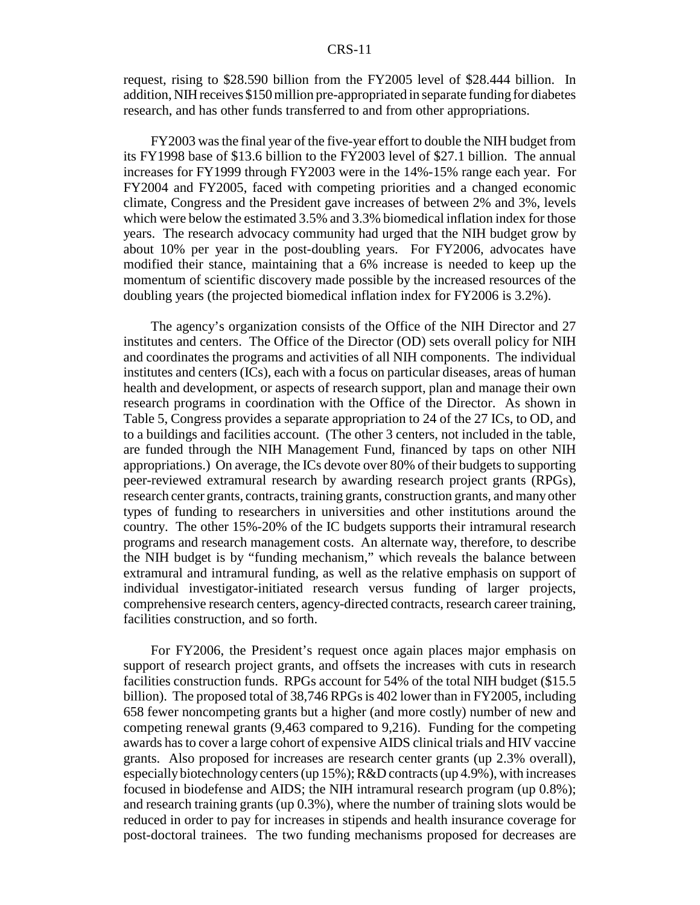request, rising to $28.590 billion from the FY2005 level of $28.444 billion. In addition, NIH receives $150 million pre-appropriated in separate funding for diabetes research, and has other funds transferred to and from other appropriations.

FY2003 was the final year of the five-year effort to double the NIH budget from its FY1998 base of $13.6 billion to the FY2003 level of $27.1 billion. The annual increases for FY1999 through FY2003 were in the 14%-15% range each year. For FY2004 and FY2005, faced with competing priorities and a changed economic climate, Congress and the President gave increases of between 2% and 3%, levels which were below the estimated 3.5% and 3.3% biomedical inflation index for those years. The research advocacy community had urged that the NIH budget grow by about 10% per year in the post-doubling years. For FY2006, advocates have modified their stance, maintaining that a 6% increase is needed to keep up the momentum of scientific discovery made possible by the increased resources of the doubling years (the projected biomedical inflation index for FY2006 is 3.2%).

The agency's organization consists of the Office of the NIH Director and 27 institutes and centers. The Office of the Director (OD) sets overall policy for NIH and coordinates the programs and activities of all NIH components. The individual institutes and centers (ICs), each with a focus on particular diseases, areas of human health and development, or aspects of research support, plan and manage their own research programs in coordination with the Office of the Director. As shown in Table 5, Congress provides a separate appropriation to 24 of the 27 ICs, to OD, and to a buildings and facilities account. (The other 3 centers, not included in the table, are funded through the NIH Management Fund, financed by taps on other NIH appropriations.) On average, the ICs devote over 80% of their budgets to supporting peer-reviewed extramural research by awarding research project grants (RPGs), research center grants, contracts, training grants, construction grants, and many other types of funding to researchers in universities and other institutions around the country. The other 15%-20% of the IC budgets supports their intramural research programs and research management costs. An alternate way, therefore, to describe the NIH budget is by "funding mechanism," which reveals the balance between extramural and intramural funding, as well as the relative emphasis on support of individual investigator-initiated research versus funding of larger projects, comprehensive research centers, agency-directed contracts, research career training, facilities construction, and so forth.

For FY2006, the President's request once again places major emphasis on support of research project grants, and offsets the increases with cuts in research facilities construction funds. RPGs account for 54% of the total NIH budget ($15.5 billion). The proposed total of 38,746 RPGs is 402 lower than in FY2005, including 658 fewer noncompeting grants but a higher (and more costly) number of new and competing renewal grants (9,463 compared to 9,216). Funding for the competing awards has to cover a large cohort of expensive AIDS clinical trials and HIV vaccine grants. Also proposed for increases are research center grants (up 2.3% overall), especially biotechnology centers (up 15%); R&D contracts (up 4.9%), with increases focused in biodefense and AIDS; the NIH intramural research program (up 0.8%); and research training grants (up 0.3%), where the number of training slots would be reduced in order to pay for increases in stipends and health insurance coverage for post-doctoral trainees. The two funding mechanisms proposed for decreases are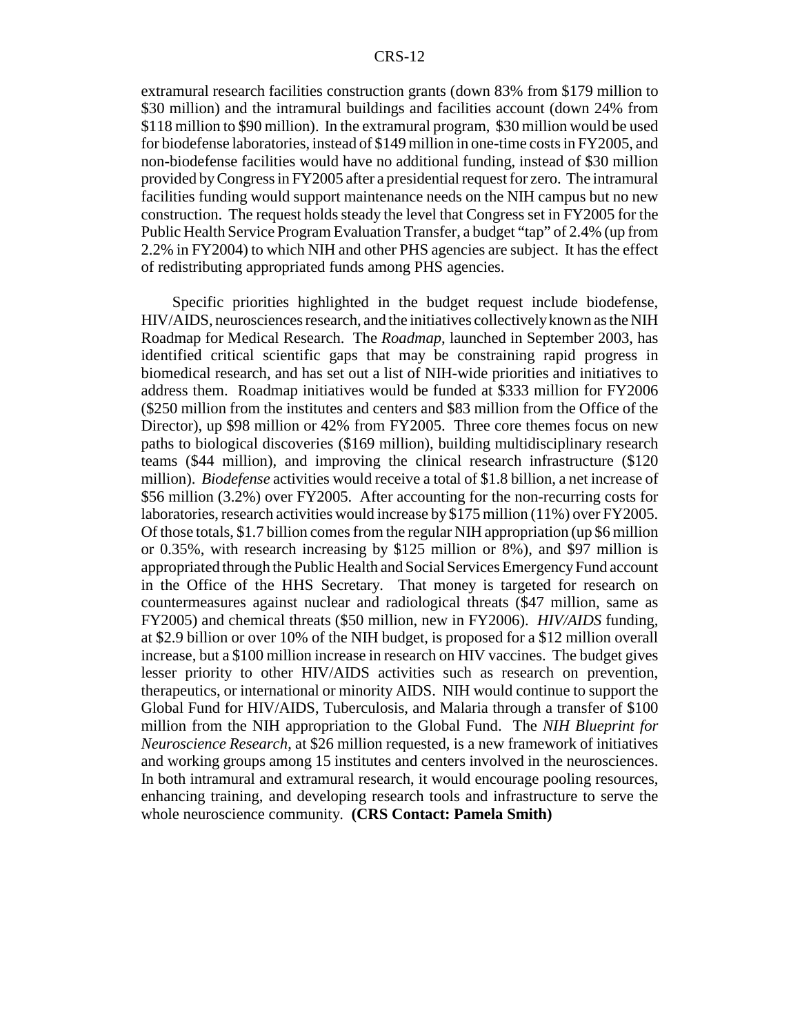extramural research facilities construction grants (down 83% from $179 million to $30 million) and the intramural buildings and facilities account (down 24% from $118 million to $90 million). In the extramural program, $30 million would be used for biodefense laboratories, instead of $149 million in one-time costs in FY2005, and non-biodefense facilities would have no additional funding, instead of $30 million provided by Congress in FY2005 after a presidential request for zero. The intramural facilities funding would support maintenance needs on the NIH campus but no new construction. The request holds steady the level that Congress set in FY2005 for the Public Health Service Program Evaluation Transfer, a budget "tap" of 2.4% (up from 2.2% in FY2004) to which NIH and other PHS agencies are subject. It has the effect of redistributing appropriated funds among PHS agencies.

Specific priorities highlighted in the budget request include biodefense, HIV/AIDS, neurosciences research, and the initiatives collectively known as the NIH Roadmap for Medical Research. The *Roadmap*, launched in September 2003, has identified critical scientific gaps that may be constraining rapid progress in biomedical research, and has set out a list of NIH-wide priorities and initiatives to address them. Roadmap initiatives would be funded at $333 million for FY2006 ($250 million from the institutes and centers and $83 million from the Office of the Director), up $98 million or 42% from FY2005. Three core themes focus on new paths to biological discoveries ($169 million), building multidisciplinary research teams ($44 million), and improving the clinical research infrastructure ($120 million). *Biodefense* activities would receive a total of $1.8 billion, a net increase of $56 million (3.2%) over FY2005. After accounting for the non-recurring costs for laboratories, research activities would increase by $175 million (11%) over FY2005. Of those totals, $1.7 billion comes from the regular NIH appropriation (up $6 million or 0.35%, with research increasing by $125 million or 8%), and $97 million is appropriated through the Public Health and Social Services Emergency Fund account in the Office of the HHS Secretary. That money is targeted for research on countermeasures against nuclear and radiological threats ($47 million, same as FY2005) and chemical threats ($50 million, new in FY2006). *HIV/AIDS* funding, at $2.9 billion or over 10% of the NIH budget, is proposed for a $12 million overall increase, but a $100 million increase in research on HIV vaccines. The budget gives lesser priority to other HIV/AIDS activities such as research on prevention, therapeutics, or international or minority AIDS. NIH would continue to support the Global Fund for HIV/AIDS, Tuberculosis, and Malaria through a transfer of $100 million from the NIH appropriation to the Global Fund. The *NIH Blueprint for Neuroscience Research*, at $26 million requested, is a new framework of initiatives and working groups among 15 institutes and centers involved in the neurosciences. In both intramural and extramural research, it would encourage pooling resources, enhancing training, and developing research tools and infrastructure to serve the whole neuroscience community. **(CRS Contact: Pamela Smith)**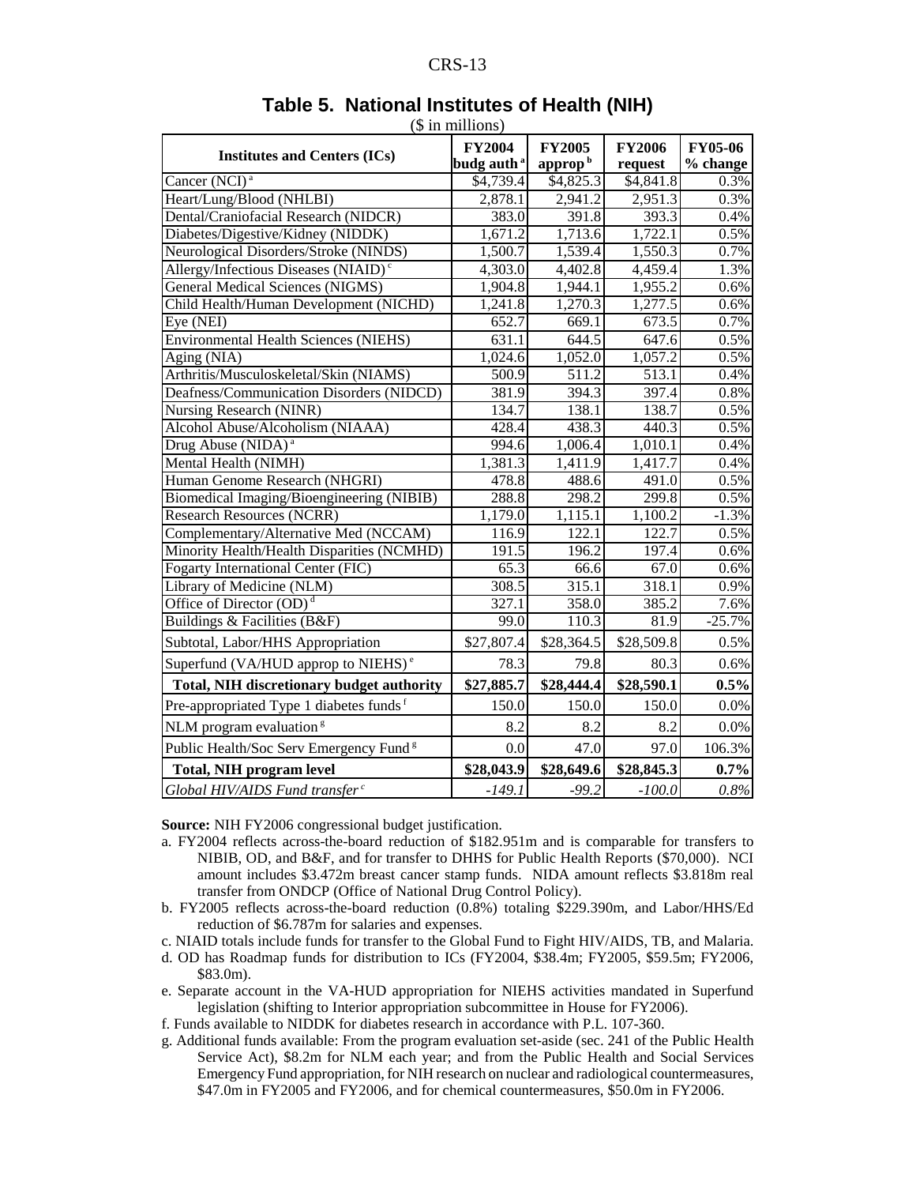## Table 5. National Institutes of Health (NIH)

($ in millions)

| Institutes and Centers (ICs) | FY2004 budg auth [a] | FY2005 approp [b] | FY2006 request | FY05-06 % change |
|---|---|---|---|---|
| Cancer (NCI) [a] | $4,739.4 | $4,825.3 | $4,841.8 | 0.3% |
| Heart/Lung/Blood (NHLBI) | 2,878.1 | 2,941.2 | 2,951.3 | 0.3% |
| Dental/Craniofacial Research (NIDCR) | 383.0 | 391.8 | 393.3 | 0.4% |
| Diabetes/Digestive/Kidney (NIDDK) | 1,671.2 | 1,713.6 | 1,722.1 | 0.5% |
| Neurological Disorders/Stroke (NINDS) | 1,500.7 | 1,539.4 | 1,550.3 | 0.7% |
| Allergy/Infectious Diseases (NIAID) [c] | 4,303.0 | 4,402.8 | 4,459.4 | 1.3% |
| General Medical Sciences (NIGMS) | 1,904.8 | 1,944.1 | 1,955.2 | 0.6% |
| Child Health/Human Development (NICHD) | 1,241.8 | 1,270.3 | 1,277.5 | 0.6% |
| Eye (NEI) | 652.7 | 669.1 | 673.5 | 0.7% |
| Environmental Health Sciences (NIEHS) | 631.1 | 644.5 | 647.6 | 0.5% |
| Aging (NIA) | 1,024.6 | 1,052.0 | 1,057.2 | 0.5% |
| Arthritis/Musculoskeletal/Skin (NIAMS) | 500.9 | 511.2 | 513.1 | 0.4% |
| Deafness/Communication Disorders (NIDCD) | 381.9 | 394.3 | 397.4 | 0.8% |
| Nursing Research (NINR) | 134.7 | 138.1 | 138.7 | 0.5% |
| Alcohol Abuse/Alcoholism (NIAAA) | 428.4 | 438.3 | 440.3 | 0.5% |
| Drug Abuse (NIDA) [a] | 994.6 | 1,006.4 | 1,010.1 | 0.4% |
| Mental Health (NIMH) | 1,381.3 | 1,411.9 | 1,417.7 | 0.4% |
| Human Genome Research (NHGRI) | 478.8 | 488.6 | 491.0 | 0.5% |
| Biomedical Imaging/Bioengineering (NIBIB) | 288.8 | 298.2 | 299.8 | 0.5% |
| Research Resources (NCRR) | 1,179.0 | 1,115.1 | 1,100.2 | -1.3% |
| Complementary/Alternative Med (NCCAM) | 116.9 | 122.1 | 122.7 | 0.5% |
| Minority Health/Health Disparities (NCMHD) | 191.5 | 196.2 | 197.4 | 0.6% |
| Fogarty International Center (FIC) | 65.3 | 66.6 | 67.0 | 0.6% |
| Library of Medicine (NLM) | 308.5 | 315.1 | 318.1 | 0.9% |
| Office of Director (OD) [d] | 327.1 | 358.0 | 385.2 | 7.6% |
| Buildings & Facilities (B&F) | 99.0 | 110.3 | 81.9 | -25.7% |
| Subtotal, Labor/HHS Appropriation | $27,807.4 | $28,364.5 | $28,509.8 | 0.5% |
| Superfund (VA/HUD approp to NIEHS) [e] | 78.3 | 79.8 | 80.3 | 0.6% |
| **Total, NIH discretionary budget authority** | **$27,885.7** | **$28,444.4** | **$28,590.1** | **0.5%** |
| Pre-appropriated Type 1 diabetes funds [f] | 150.0 | 150.0 | 150.0 | 0.0% |
| NLM program evaluation [g] | 8.2 | 8.2 | 8.2 | 0.0% |
| Public Health/Soc Serv Emergency Fund [g] | 0.0 | 47.0 | 97.0 | 106.3% |
| **Total, NIH program level** | **$28,043.9** | **$28,649.6** | **$28,845.3** | **0.7%** |
| *Global HIV/AIDS Fund transfer [c]* | *-149.1* | *-99.2* | *-100.0* | *0.8%* |

**Source:** NIH FY2006 congressional budget justification.

a. FY2004 reflects across-the-board reduction of $182.951m and is comparable for transfers to NIBIB, OD, and B&F, and for transfer to DHHS for Public Health Reports ($70,000). NCI amount includes $3.472m breast cancer stamp funds. NIDA amount reflects $3.818m real transfer from ONDCP (Office of National Drug Control Policy).

b. FY2005 reflects across-the-board reduction (0.8%) totaling $229.390m, and Labor/HHS/Ed reduction of $6.787m for salaries and expenses.

c. NIAID totals include funds for transfer to the Global Fund to Fight HIV/AIDS, TB, and Malaria.

d. OD has Roadmap funds for distribution to ICs (FY2004, $38.4m; FY2005, $59.5m; FY2006, $83.0m).

e. Separate account in the VA-HUD appropriation for NIEHS activities mandated in Superfund legislation (shifting to Interior appropriation subcommittee in House for FY2006).

f. Funds available to NIDDK for diabetes research in accordance with P.L. 107-360.

g. Additional funds available: From the program evaluation set-aside (sec. 241 of the Public Health Service Act), $8.2m for NLM each year; and from the Public Health and Social Services Emergency Fund appropriation, for NIH research on nuclear and radiological countermeasures, $47.0m in FY2005 and FY2006, and for chemical countermeasures, $50.0m in FY2006.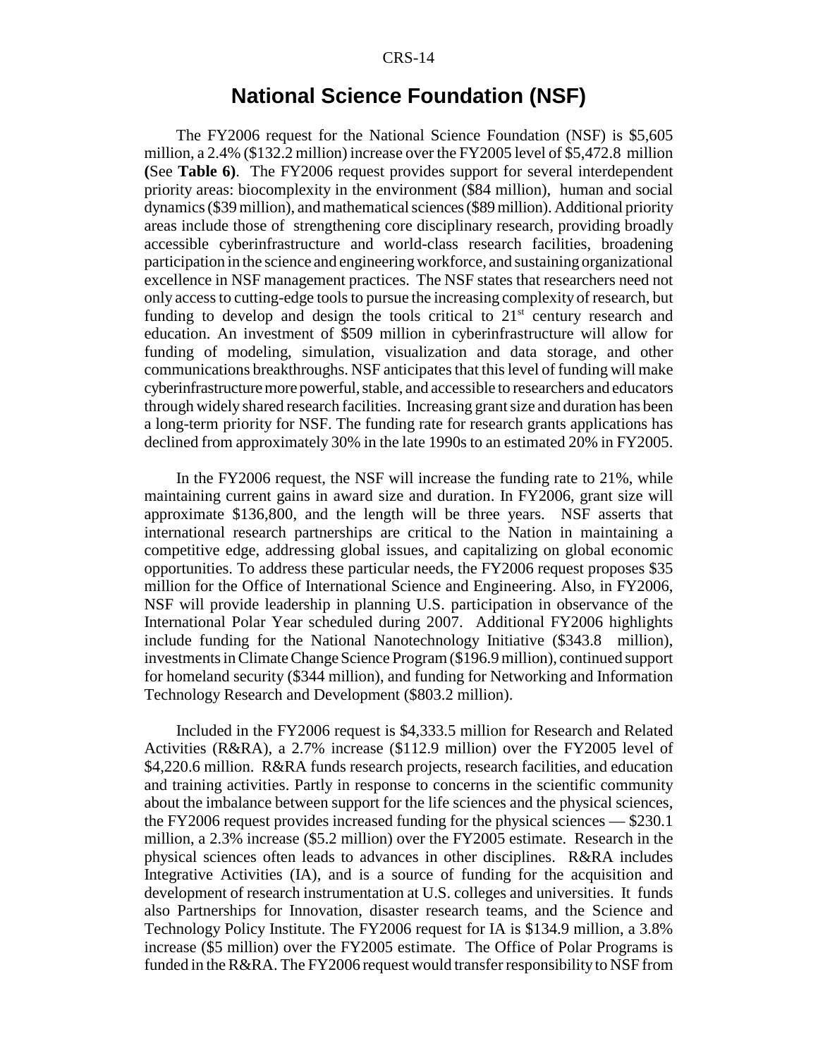## National Science Foundation (NSF)

The FY2006 request for the National Science Foundation (NSF) is $5,605 million, a 2.4% ($132.2 million) increase over the FY2005 level of $5,472.8 million **(**See **Table 6)**. The FY2006 request provides support for several interdependent priority areas: biocomplexity in the environment ($84 million), human and social dynamics ($39 million), and mathematical sciences ($89 million). Additional priority areas include those of strengthening core disciplinary research, providing broadly accessible cyberinfrastructure and world-class research facilities, broadening participation in the science and engineering workforce, and sustaining organizational excellence in NSF management practices. The NSF states that researchers need not only access to cutting-edge tools to pursue the increasing complexity of research, but funding to develop and design the tools critical to 21st century research and education. An investment of $509 million in cyberinfrastructure will allow for funding of modeling, simulation, visualization and data storage, and other communications breakthroughs. NSF anticipates that this level of funding will make cyberinfrastructure more powerful, stable, and accessible to researchers and educators through widely shared research facilities. Increasing grant size and duration has been a long-term priority for NSF. The funding rate for research grants applications has declined from approximately 30% in the late 1990s to an estimated 20% in FY2005.

In the FY2006 request, the NSF will increase the funding rate to 21%, while maintaining current gains in award size and duration. In FY2006, grant size will approximate $136,800, and the length will be three years. NSF asserts that international research partnerships are critical to the Nation in maintaining a competitive edge, addressing global issues, and capitalizing on global economic opportunities. To address these particular needs, the FY2006 request proposes $35 million for the Office of International Science and Engineering. Also, in FY2006, NSF will provide leadership in planning U.S. participation in observance of the International Polar Year scheduled during 2007. Additional FY2006 highlights include funding for the National Nanotechnology Initiative ($343.8 million), investments in Climate Change Science Program ($196.9 million), continued support for homeland security ($344 million), and funding for Networking and Information Technology Research and Development ($803.2 million).

Included in the FY2006 request is $4,333.5 million for Research and Related Activities (R&RA), a 2.7% increase ($112.9 million) over the FY2005 level of $4,220.6 million. R&RA funds research projects, research facilities, and education and training activities. Partly in response to concerns in the scientific community about the imbalance between support for the life sciences and the physical sciences, the FY2006 request provides increased funding for the physical sciences — $230.1 million, a 2.3% increase ($5.2 million) over the FY2005 estimate. Research in the physical sciences often leads to advances in other disciplines. R&RA includes Integrative Activities (IA), and is a source of funding for the acquisition and development of research instrumentation at U.S. colleges and universities. It funds also Partnerships for Innovation, disaster research teams, and the Science and Technology Policy Institute. The FY2006 request for IA is $134.9 million, a 3.8% increase ($5 million) over the FY2005 estimate. The Office of Polar Programs is funded in the R&RA. The FY2006 request would transfer responsibility to NSF from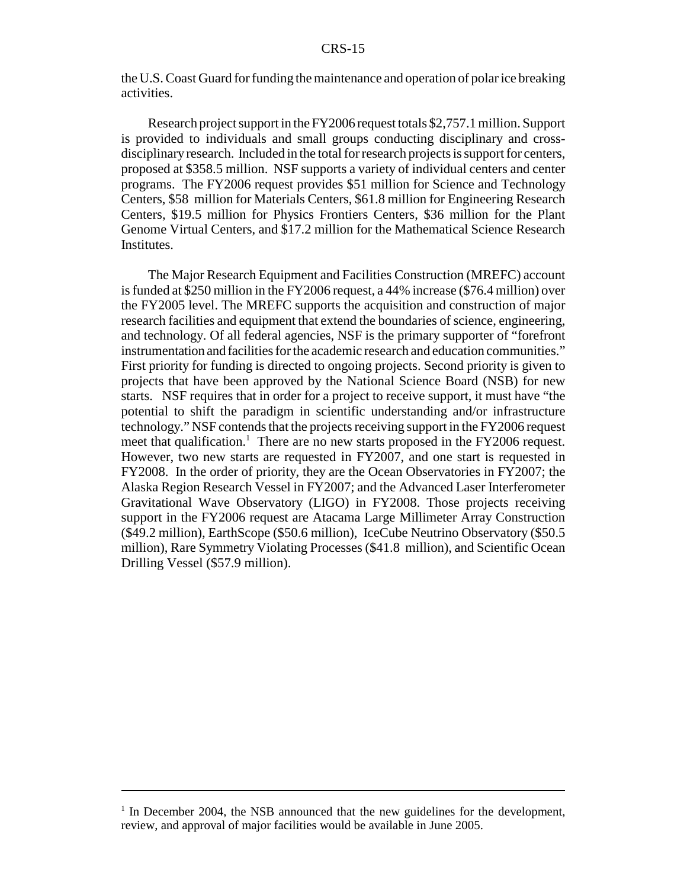the U.S. Coast Guard for funding the maintenance and operation of polar ice breaking activities.

Research project support in the FY2006 request totals $2,757.1 million. Support is provided to individuals and small groups conducting disciplinary and cross-disciplinary research. Included in the total for research projects is support for centers, proposed at $358.5 million. NSF supports a variety of individual centers and center programs. The FY2006 request provides $51 million for Science and Technology Centers, $58 million for Materials Centers, $61.8 million for Engineering Research Centers, $19.5 million for Physics Frontiers Centers, $36 million for the Plant Genome Virtual Centers, and $17.2 million for the Mathematical Science Research Institutes.

The Major Research Equipment and Facilities Construction (MREFC) account is funded at $250 million in the FY2006 request, a 44% increase ($76.4 million) over the FY2005 level. The MREFC supports the acquisition and construction of major research facilities and equipment that extend the boundaries of science, engineering, and technology. Of all federal agencies, NSF is the primary supporter of "forefront instrumentation and facilities for the academic research and education communities." First priority for funding is directed to ongoing projects. Second priority is given to projects that have been approved by the National Science Board (NSB) for new starts. NSF requires that in order for a project to receive support, it must have "the potential to shift the paradigm in scientific understanding and/or infrastructure technology." NSF contends that the projects receiving support in the FY2006 request meet that qualification.[1] There are no new starts proposed in the FY2006 request. However, two new starts are requested in FY2007, and one start is requested in FY2008. In the order of priority, they are the Ocean Observatories in FY2007; the Alaska Region Research Vessel in FY2007; and the Advanced Laser Interferometer Gravitational Wave Observatory (LIGO) in FY2008. Those projects receiving support in the FY2006 request are Atacama Large Millimeter Array Construction ($49.2 million), EarthScope ($50.6 million), IceCube Neutrino Observatory ($50.5 million), Rare Symmetry Violating Processes ($41.8 million), and Scientific Ocean Drilling Vessel ($57.9 million).

---

[1] In December 2004, the NSB announced that the new guidelines for the development, review, and approval of major facilities would be available in June 2005.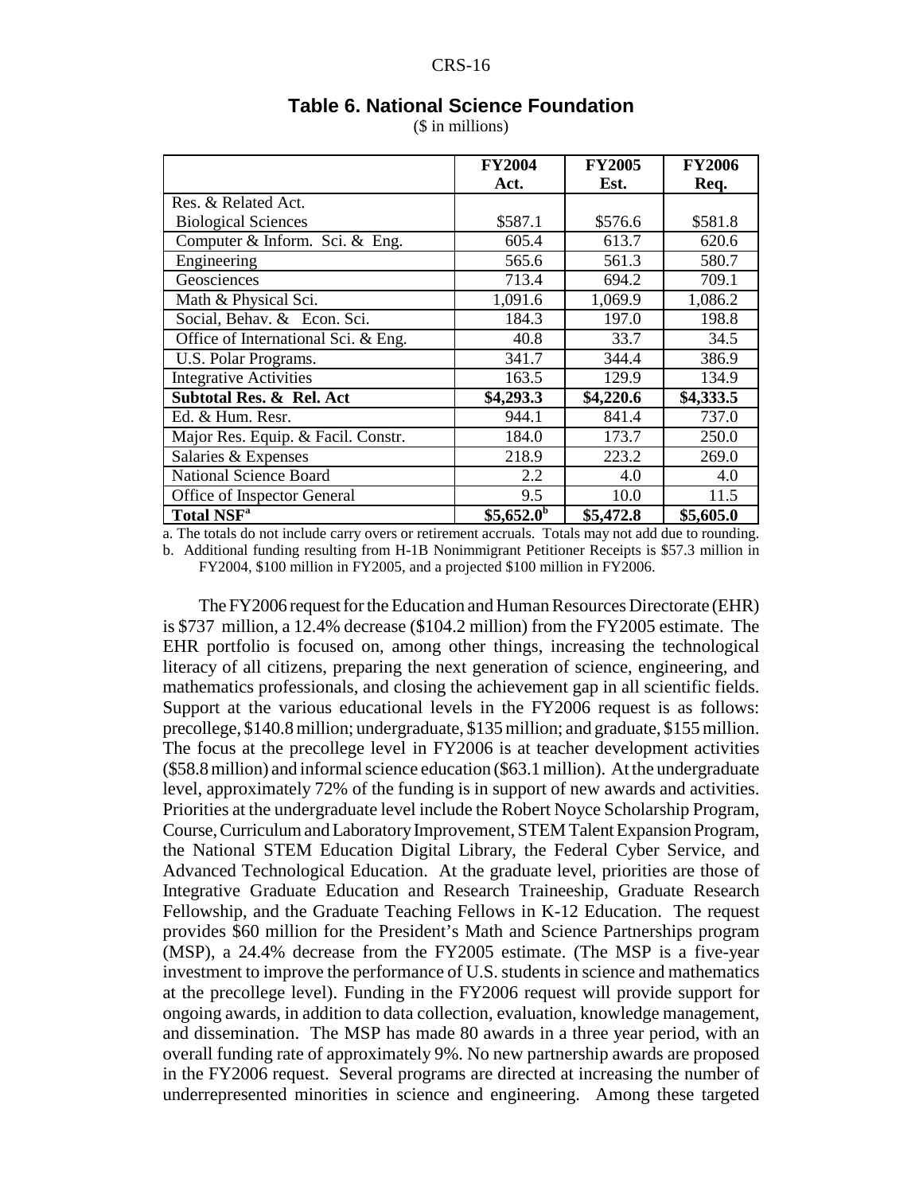### Table 6. National Science Foundation

($ in millions)

| | FY2004 Act. | FY2005 Est. | FY2006 Req. |
|---|---|---|---|
| Res. & Related Act. | | | |
| Biological Sciences | $587.1 | $576.6 | $581.8 |
| Computer & Inform. Sci. & Eng. | 605.4 | 613.7 | 620.6 |
| Engineering | 565.6 | 561.3 | 580.7 |
| Geosciences | 713.4 | 694.2 | 709.1 |
| Math & Physical Sci. | 1,091.6 | 1,069.9 | 1,086.2 |
| Social, Behav. & Econ. Sci. | 184.3 | 197.0 | 198.8 |
| Office of International Sci. & Eng. | 40.8 | 33.7 | 34.5 |
| U.S. Polar Programs. | 341.7 | 344.4 | 386.9 |
| Integrative Activities | 163.5 | 129.9 | 134.9 |
| **Subtotal Res. & Rel. Act** | **$4,293.3** | **$4,220.6** | **$4,333.5** |
| Ed. & Hum. Resr. | 944.1 | 841.4 | 737.0 |
| Major Res. Equip. & Facil. Constr. | 184.0 | 173.7 | 250.0 |
| Salaries & Expenses | 218.9 | 223.2 | 269.0 |
| National Science Board | 2.2 | 4.0 | 4.0 |
| Office of Inspector General | 9.5 | 10.0 | 11.5 |
| **Total NSF[a]** | **$5,652.0[b]** | **$5,472.8** | **$5,605.0** |

a. The totals do not include carry overs or retirement accruals. Totals may not add due to rounding.

b. Additional funding resulting from H-1B Nonimmigrant Petitioner Receipts is $57.3 million in FY2004, $100 million in FY2005, and a projected $100 million in FY2006.

The FY2006 request for the Education and Human Resources Directorate (EHR) is $737 million, a 12.4% decrease ($104.2 million) from the FY2005 estimate. The EHR portfolio is focused on, among other things, increasing the technological literacy of all citizens, preparing the next generation of science, engineering, and mathematics professionals, and closing the achievement gap in all scientific fields. Support at the various educational levels in the FY2006 request is as follows: precollege, $140.8 million; undergraduate, $135 million; and graduate, $155 million. The focus at the precollege level in FY2006 is at teacher development activities ($58.8 million) and informal science education ($63.1 million). At the undergraduate level, approximately 72% of the funding is in support of new awards and activities. Priorities at the undergraduate level include the Robert Noyce Scholarship Program, Course, Curriculum and Laboratory Improvement, STEM Talent Expansion Program, the National STEM Education Digital Library, the Federal Cyber Service, and Advanced Technological Education. At the graduate level, priorities are those of Integrative Graduate Education and Research Traineeship, Graduate Research Fellowship, and the Graduate Teaching Fellows in K-12 Education. The request provides $60 million for the President's Math and Science Partnerships program (MSP), a 24.4% decrease from the FY2005 estimate. (The MSP is a five-year investment to improve the performance of U.S. students in science and mathematics at the precollege level). Funding in the FY2006 request will provide support for ongoing awards, in addition to data collection, evaluation, knowledge management, and dissemination. The MSP has made 80 awards in a three year period, with an overall funding rate of approximately 9%. No new partnership awards are proposed in the FY2006 request. Several programs are directed at increasing the number of underrepresented minorities in science and engineering. Among these targeted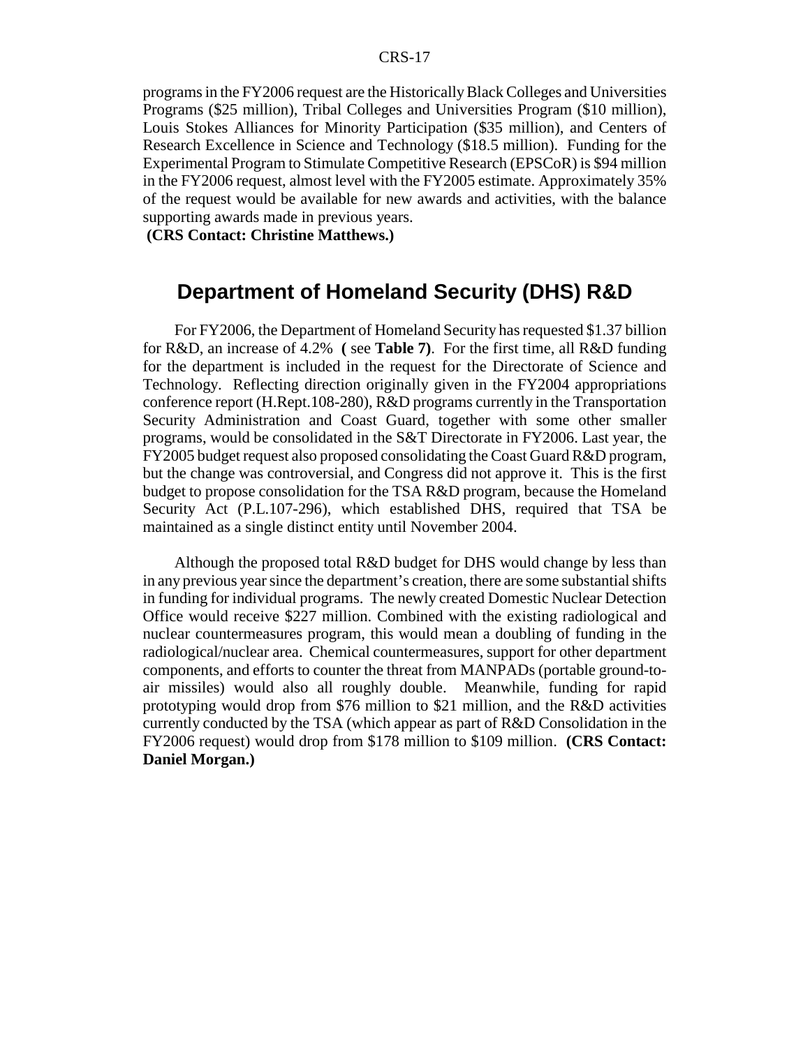programs in the FY2006 request are the Historically Black Colleges and Universities Programs ($25 million), Tribal Colleges and Universities Program ($10 million), Louis Stokes Alliances for Minority Participation ($35 million), and Centers of Research Excellence in Science and Technology ($18.5 million). Funding for the Experimental Program to Stimulate Competitive Research (EPSCoR) is $94 million in the FY2006 request, almost level with the FY2005 estimate. Approximately 35% of the request would be available for new awards and activities, with the balance supporting awards made in previous years.
**(CRS Contact: Christine Matthews.)**

## Department of Homeland Security (DHS) R&D

For FY2006, the Department of Homeland Security has requested $1.37 billion for R&D, an increase of 4.2% **(** see **Table 7)**. For the first time, all R&D funding for the department is included in the request for the Directorate of Science and Technology. Reflecting direction originally given in the FY2004 appropriations conference report (H.Rept.108-280), R&D programs currently in the Transportation Security Administration and Coast Guard, together with some other smaller programs, would be consolidated in the S&T Directorate in FY2006. Last year, the FY2005 budget request also proposed consolidating the Coast Guard R&D program, but the change was controversial, and Congress did not approve it. This is the first budget to propose consolidation for the TSA R&D program, because the Homeland Security Act (P.L.107-296), which established DHS, required that TSA be maintained as a single distinct entity until November 2004.

Although the proposed total R&D budget for DHS would change by less than in any previous year since the department's creation, there are some substantial shifts in funding for individual programs. The newly created Domestic Nuclear Detection Office would receive $227 million. Combined with the existing radiological and nuclear countermeasures program, this would mean a doubling of funding in the radiological/nuclear area. Chemical countermeasures, support for other department components, and efforts to counter the threat from MANPADs (portable ground-to-air missiles) would also all roughly double. Meanwhile, funding for rapid prototyping would drop from $76 million to $21 million, and the R&D activities currently conducted by the TSA (which appear as part of R&D Consolidation in the FY2006 request) would drop from $178 million to $109 million. **(CRS Contact: Daniel Morgan.)**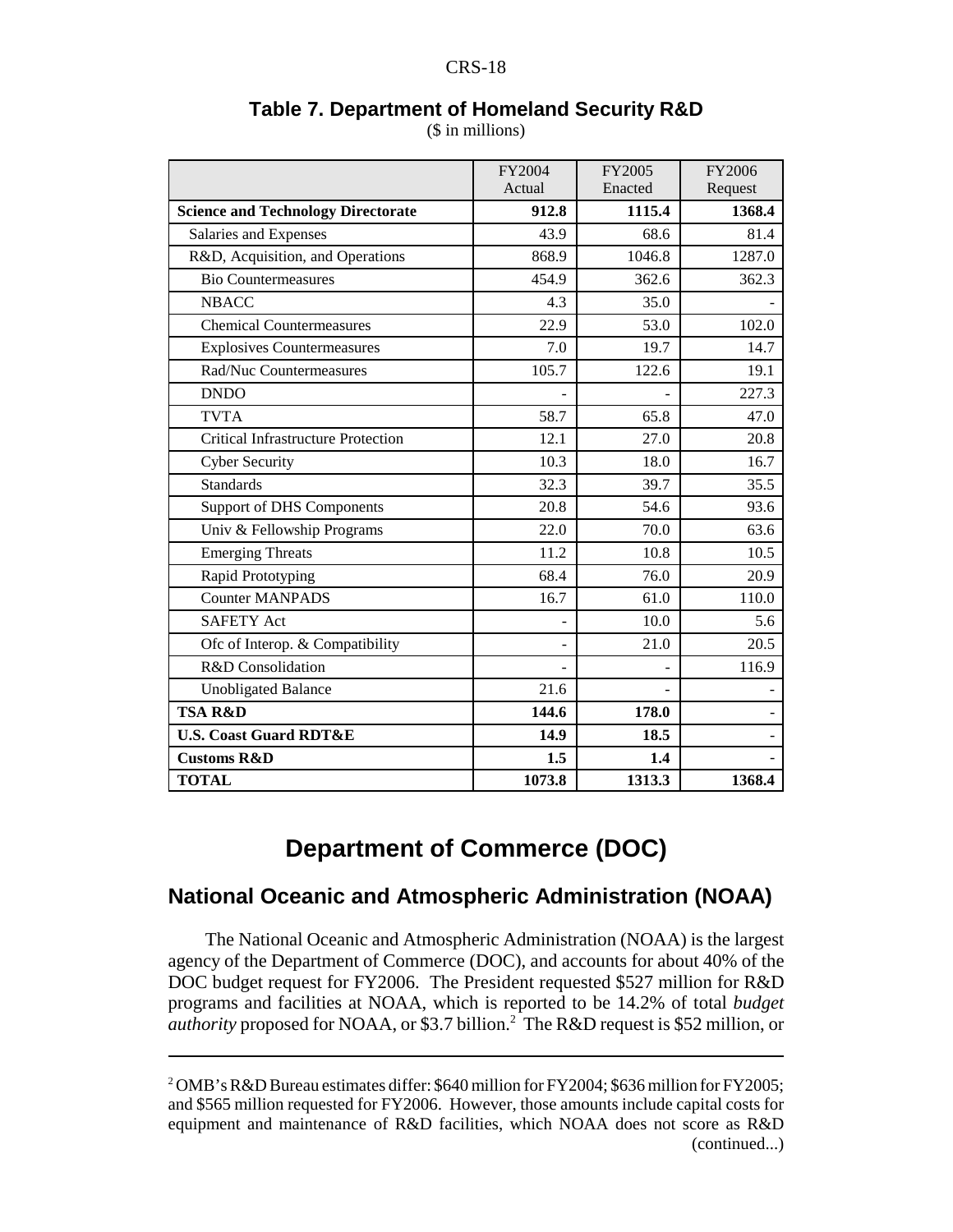**Table 7. Department of Homeland Security R&D**

($ in millions)

| | FY2004 Actual | FY2005 Enacted | FY2006 Request |
|---|---|---|---|
| **Science and Technology Directorate** | **912.8** | **1115.4** | **1368.4** |
| Salaries and Expenses | 43.9 | 68.6 | 81.4 |
| R&D, Acquisition, and Operations | 868.9 | 1046.8 | 1287.0 |
| Bio Countermeasures | 454.9 | 362.6 | 362.3 |
| NBACC | 4.3 | 35.0 | - |
| Chemical Countermeasures | 22.9 | 53.0 | 102.0 |
| Explosives Countermeasures | 7.0 | 19.7 | 14.7 |
| Rad/Nuc Countermeasures | 105.7 | 122.6 | 19.1 |
| DNDO | - | - | 227.3 |
| TVTA | 58.7 | 65.8 | 47.0 |
| Critical Infrastructure Protection | 12.1 | 27.0 | 20.8 |
| Cyber Security | 10.3 | 18.0 | 16.7 |
| Standards | 32.3 | 39.7 | 35.5 |
| Support of DHS Components | 20.8 | 54.6 | 93.6 |
| Univ & Fellowship Programs | 22.0 | 70.0 | 63.6 |
| Emerging Threats | 11.2 | 10.8 | 10.5 |
| Rapid Prototyping | 68.4 | 76.0 | 20.9 |
| Counter MANPADS | 16.7 | 61.0 | 110.0 |
| SAFETY Act | - | 10.0 | 5.6 |
| Ofc of Interop. & Compatibility | - | 21.0 | 20.5 |
| R&D Consolidation | - | - | 116.9 |
| Unobligated Balance | 21.6 | - | - |
| **TSA R&D** | **144.6** | **178.0** | **-** |
| **U.S. Coast Guard RDT&E** | **14.9** | **18.5** | **-** |
| **Customs R&D** | **1.5** | **1.4** | **-** |
| **TOTAL** | **1073.8** | **1313.3** | **1368.4** |

# Department of Commerce (DOC)

## National Oceanic and Atmospheric Administration (NOAA)

The National Oceanic and Atmospheric Administration (NOAA) is the largest agency of the Department of Commerce (DOC), and accounts for about 40% of the DOC budget request for FY2006. The President requested $527 million for R&D programs and facilities at NOAA, which is reported to be 14.2% of total *budget authority* proposed for NOAA, or $3.7 billion.[2] The R&D request is $52 million, or

---

[2] OMB's R&D Bureau estimates differ: $640 million for FY2004; $636 million for FY2005; and $565 million requested for FY2006. However, those amounts include capital costs for equipment and maintenance of R&D facilities, which NOAA does not score as R&D (continued...)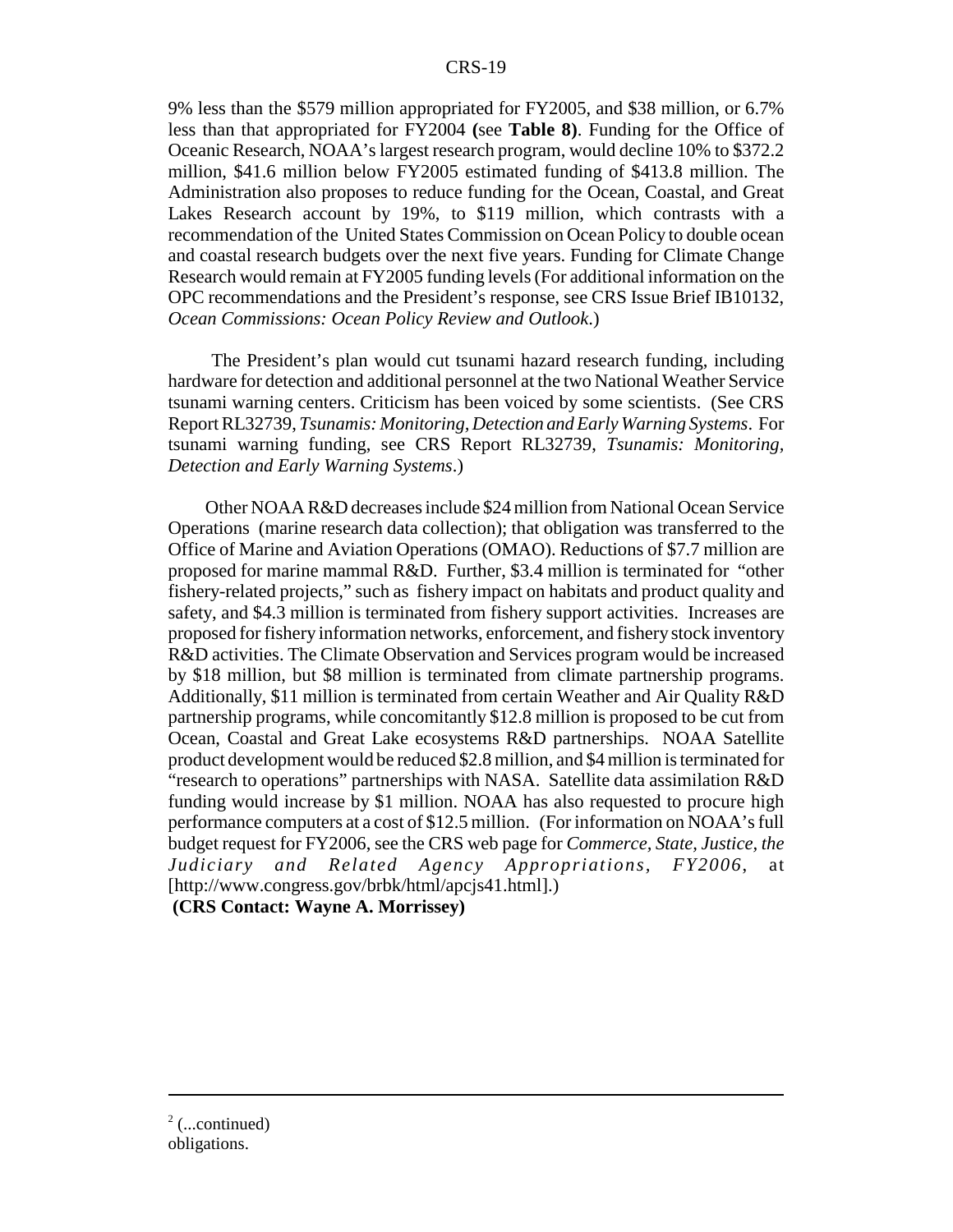9% less than the $579 million appropriated for FY2005, and $38 million, or 6.7% less than that appropriated for FY2004 (see **Table 8**). Funding for the Office of Oceanic Research, NOAA's largest research program, would decline 10% to $372.2 million, $41.6 million below FY2005 estimated funding of $413.8 million. The Administration also proposes to reduce funding for the Ocean, Coastal, and Great Lakes Research account by 19%, to $119 million, which contrasts with a recommendation of the United States Commission on Ocean Policy to double ocean and coastal research budgets over the next five years. Funding for Climate Change Research would remain at FY2005 funding levels (For additional information on the OPC recommendations and the President's response, see CRS Issue Brief IB10132, *Ocean Commissions: Ocean Policy Review and Outlook*.)

The President's plan would cut tsunami hazard research funding, including hardware for detection and additional personnel at the two National Weather Service tsunami warning centers. Criticism has been voiced by some scientists. (See CRS Report RL32739, *Tsunamis: Monitoring, Detection and Early Warning Systems*. For tsunami warning funding, see CRS Report RL32739, *Tsunamis: Monitoring, Detection and Early Warning Systems*.)

Other NOAA R&D decreases include $24 million from National Ocean Service Operations (marine research data collection); that obligation was transferred to the Office of Marine and Aviation Operations (OMAO). Reductions of $7.7 million are proposed for marine mammal R&D. Further, $3.4 million is terminated for "other fishery-related projects," such as fishery impact on habitats and product quality and safety, and $4.3 million is terminated from fishery support activities. Increases are proposed for fishery information networks, enforcement, and fishery stock inventory R&D activities. The Climate Observation and Services program would be increased by $18 million, but $8 million is terminated from climate partnership programs. Additionally, $11 million is terminated from certain Weather and Air Quality R&D partnership programs, while concomitantly $12.8 million is proposed to be cut from Ocean, Coastal and Great Lake ecosystems R&D partnerships. NOAA Satellite product development would be reduced $2.8 million, and $4 million is terminated for "research to operations" partnerships with NASA. Satellite data assimilation R&D funding would increase by $1 million. NOAA has also requested to procure high performance computers at a cost of $12.5 million. (For information on NOAA's full budget request for FY2006, see the CRS web page for *Commerce, State, Justice, the Judiciary and Related Agency Appropriations, FY2006*, at [http://www.congress.gov/brbk/html/apcjs41.html].)

**(CRS Contact: Wayne A. Morrissey)**

---

[2] (...continued)
obligations.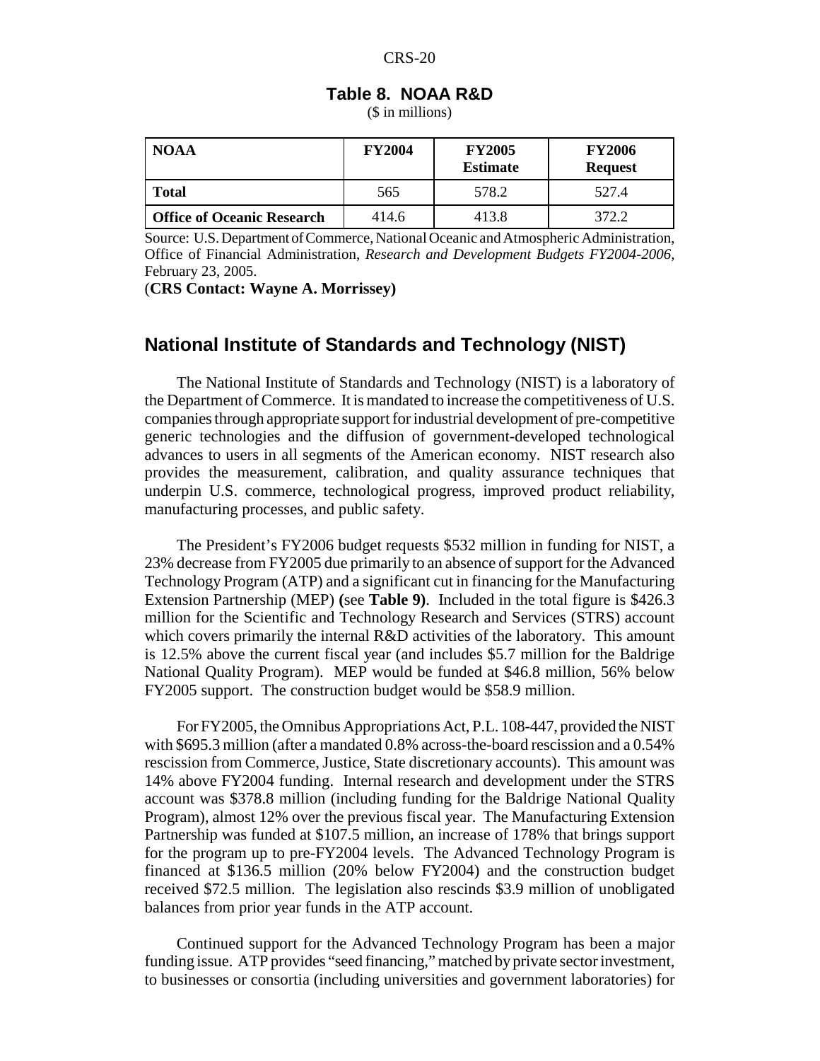**Table 8. NOAA R&D**

($ in millions)

| NOAA | FY2004 | FY2005 Estimate | FY2006 Request |
|---|---|---|---|
| **Total** | 565 | 578.2 | 527.4 |
| **Office of Oceanic Research** | 414.6 | 413.8 | 372.2 |

Source: U.S. Department of Commerce, National Oceanic and Atmospheric Administration, Office of Financial Administration, *Research and Development Budgets FY2004-2006*, February 23, 2005.

(**CRS Contact: Wayne A. Morrissey)**

## National Institute of Standards and Technology (NIST)

The National Institute of Standards and Technology (NIST) is a laboratory of the Department of Commerce. It is mandated to increase the competitiveness of U.S. companies through appropriate support for industrial development of pre-competitive generic technologies and the diffusion of government-developed technological advances to users in all segments of the American economy. NIST research also provides the measurement, calibration, and quality assurance techniques that underpin U.S. commerce, technological progress, improved product reliability, manufacturing processes, and public safety.

The President's FY2006 budget requests $532 million in funding for NIST, a 23% decrease from FY2005 due primarily to an absence of support for the Advanced Technology Program (ATP) and a significant cut in financing for the Manufacturing Extension Partnership (MEP) **(**see **Table 9)**. Included in the total figure is $426.3 million for the Scientific and Technology Research and Services (STRS) account which covers primarily the internal R&D activities of the laboratory. This amount is 12.5% above the current fiscal year (and includes $5.7 million for the Baldrige National Quality Program). MEP would be funded at $46.8 million, 56% below FY2005 support. The construction budget would be $58.9 million.

For FY2005, the Omnibus Appropriations Act, P.L. 108-447, provided the NIST with $695.3 million (after a mandated 0.8% across-the-board rescission and a 0.54% rescission from Commerce, Justice, State discretionary accounts). This amount was 14% above FY2004 funding. Internal research and development under the STRS account was $378.8 million (including funding for the Baldrige National Quality Program), almost 12% over the previous fiscal year. The Manufacturing Extension Partnership was funded at $107.5 million, an increase of 178% that brings support for the program up to pre-FY2004 levels. The Advanced Technology Program is financed at $136.5 million (20% below FY2004) and the construction budget received $72.5 million. The legislation also rescinds $3.9 million of unobligated balances from prior year funds in the ATP account.

Continued support for the Advanced Technology Program has been a major funding issue. ATP provides "seed financing," matched by private sector investment, to businesses or consortia (including universities and government laboratories) for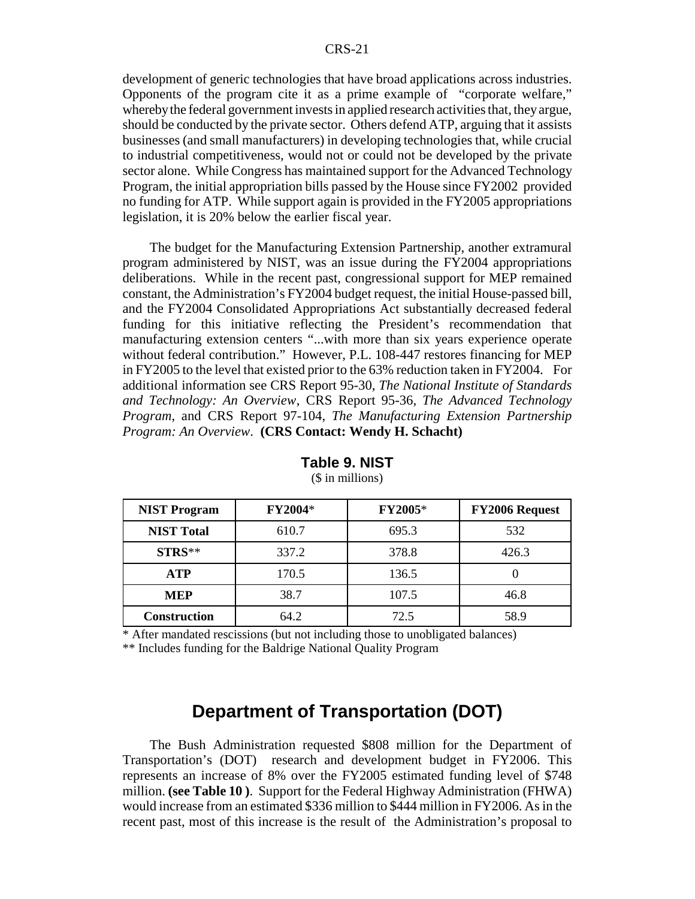development of generic technologies that have broad applications across industries. Opponents of the program cite it as a prime example of "corporate welfare," whereby the federal government invests in applied research activities that, they argue, should be conducted by the private sector. Others defend ATP, arguing that it assists businesses (and small manufacturers) in developing technologies that, while crucial to industrial competitiveness, would not or could not be developed by the private sector alone. While Congress has maintained support for the Advanced Technology Program, the initial appropriation bills passed by the House since FY2002 provided no funding for ATP. While support again is provided in the FY2005 appropriations legislation, it is 20% below the earlier fiscal year.

The budget for the Manufacturing Extension Partnership, another extramural program administered by NIST, was an issue during the FY2004 appropriations deliberations. While in the recent past, congressional support for MEP remained constant, the Administration's FY2004 budget request, the initial House-passed bill, and the FY2004 Consolidated Appropriations Act substantially decreased federal funding for this initiative reflecting the President's recommendation that manufacturing extension centers "...with more than six years experience operate without federal contribution." However, P.L. 108-447 restores financing for MEP in FY2005 to the level that existed prior to the 63% reduction taken in FY2004. For additional information see CRS Report 95-30, *The National Institute of Standards and Technology: An Overview*, CRS Report 95-36, *The Advanced Technology Program*, and CRS Report 97-104, *The Manufacturing Extension Partnership Program: An Overview*. **(CRS Contact: Wendy H. Schacht)**

**Table 9. NIST**
($ in millions)

| NIST Program | FY2004* | FY2005* | FY2006 Request |
|---|---|---|---|
| **NIST Total** | 610.7 | 695.3 | 532 |
| **STRS**** | 337.2 | 378.8 | 426.3 |
| **ATP** | 170.5 | 136.5 | 0 |
| **MEP** | 38.7 | 107.5 | 46.8 |
| **Construction** | 64.2 | 72.5 | 58.9 |

* After mandated rescissions (but not including those to unobligated balances)

** Includes funding for the Baldrige National Quality Program

## Department of Transportation (DOT)

The Bush Administration requested $808 million for the Department of Transportation's (DOT) research and development budget in FY2006. This represents an increase of 8% over the FY2005 estimated funding level of $748 million. **(see Table 10 )**. Support for the Federal Highway Administration (FHWA) would increase from an estimated $336 million to $444 million in FY2006. As in the recent past, most of this increase is the result of the Administration's proposal to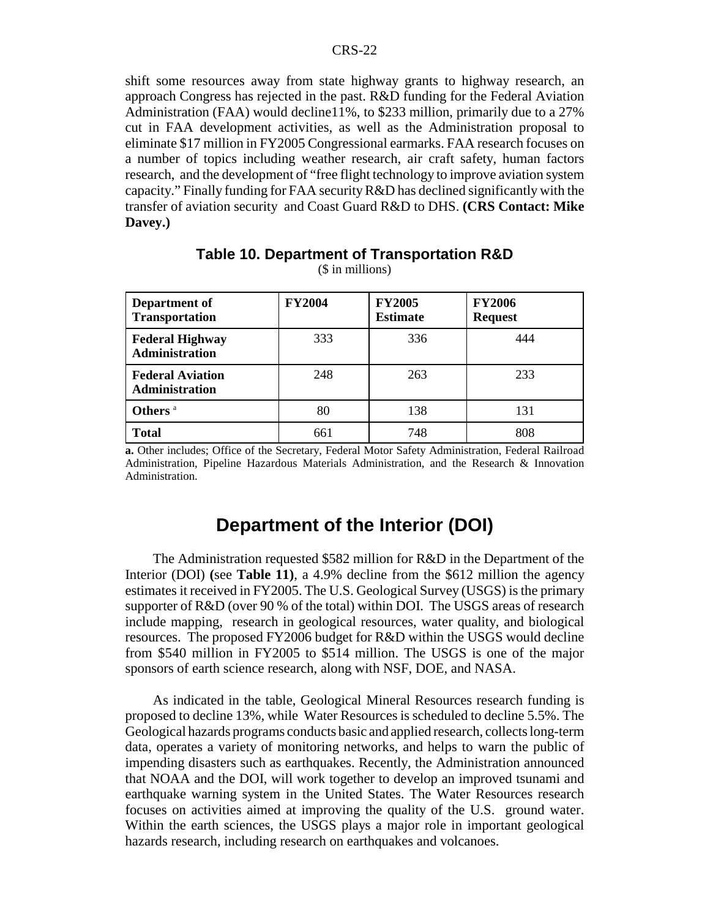shift some resources away from state highway grants to highway research, an approach Congress has rejected in the past. R&D funding for the Federal Aviation Administration (FAA) would decline11%, to $233 million, primarily due to a 27% cut in FAA development activities, as well as the Administration proposal to eliminate $17 million in FY2005 Congressional earmarks. FAA research focuses on a number of topics including weather research, air craft safety, human factors research, and the development of "free flight technology to improve aviation system capacity." Finally funding for FAA security R&D has declined significantly with the transfer of aviation security and Coast Guard R&D to DHS. **(CRS Contact: Mike Davey.)**

**Table 10. Department of Transportation R&D**
($ in millions)

| Department of Transportation | FY2004 | FY2005 Estimate | FY2006 Request |
|---|---|---|---|
| **Federal Highway Administration** | 333 | 336 | 444 |
| **Federal Aviation Administration** | 248 | 263 | 233 |
| **Others** [a] | 80 | 138 | 131 |
| **Total** | 661 | 748 | 808 |

**a.** Other includes; Office of the Secretary, Federal Motor Safety Administration, Federal Railroad Administration, Pipeline Hazardous Materials Administration, and the Research & Innovation Administration.

# Department of the Interior (DOI)

The Administration requested $582 million for R&D in the Department of the Interior (DOI) **(**see **Table 11)**, a 4.9% decline from the $612 million the agency estimates it received in FY2005. The U.S. Geological Survey (USGS) is the primary supporter of R&D (over 90 % of the total) within DOI. The USGS areas of research include mapping, research in geological resources, water quality, and biological resources. The proposed FY2006 budget for R&D within the USGS would decline from $540 million in FY2005 to $514 million. The USGS is one of the major sponsors of earth science research, along with NSF, DOE, and NASA.

As indicated in the table, Geological Mineral Resources research funding is proposed to decline 13%, while Water Resources is scheduled to decline 5.5%. The Geological hazards programs conducts basic and applied research, collects long-term data, operates a variety of monitoring networks, and helps to warn the public of impending disasters such as earthquakes. Recently, the Administration announced that NOAA and the DOI, will work together to develop an improved tsunami and earthquake warning system in the United States. The Water Resources research focuses on activities aimed at improving the quality of the U.S. ground water. Within the earth sciences, the USGS plays a major role in important geological hazards research, including research on earthquakes and volcanoes.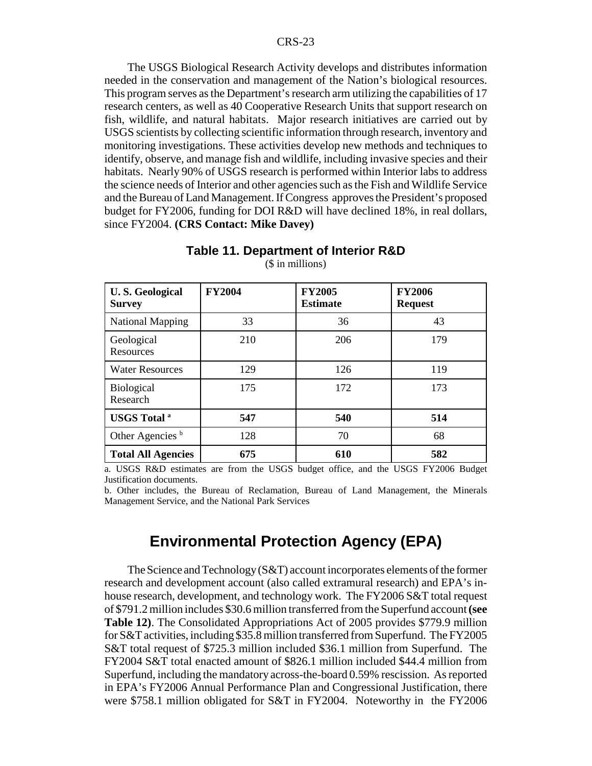The USGS Biological Research Activity develops and distributes information needed in the conservation and management of the Nation's biological resources. This program serves as the Department's research arm utilizing the capabilities of 17 research centers, as well as 40 Cooperative Research Units that support research on fish, wildlife, and natural habitats. Major research initiatives are carried out by USGS scientists by collecting scientific information through research, inventory and monitoring investigations. These activities develop new methods and techniques to identify, observe, and manage fish and wildlife, including invasive species and their habitats. Nearly 90% of USGS research is performed within Interior labs to address the science needs of Interior and other agencies such as the Fish and Wildlife Service and the Bureau of Land Management. If Congress approves the President's proposed budget for FY2006, funding for DOI R&D will have declined 18%, in real dollars, since FY2004. **(CRS Contact: Mike Davey)**

**Table 11. Department of Interior R&D**

($ in millions)

| U. S. Geological Survey | FY2004 | FY2005 Estimate | FY2006 Request |
|---|---|---|---|
| National Mapping | 33 | 36 | 43 |
| Geological Resources | 210 | 206 | 179 |
| Water Resources | 129 | 126 | 119 |
| Biological Research | 175 | 172 | 173 |
| **USGS Total [a]** | **547** | **540** | **514** |
| Other Agencies [b] | 128 | 70 | 68 |
| **Total All Agencies** | **675** | **610** | **582** |

a. USGS R&D estimates are from the USGS budget office, and the USGS FY2006 Budget Justification documents.

b. Other includes, the Bureau of Reclamation, Bureau of Land Management, the Minerals Management Service, and the National Park Services

## Environmental Protection Agency (EPA)

The Science and Technology (S&T) account incorporates elements of the former research and development account (also called extramural research) and EPA's in-house research, development, and technology work. The FY2006 S&T total request of $791.2 million includes $30.6 million transferred from the Superfund account **(see Table 12)**. The Consolidated Appropriations Act of 2005 provides $779.9 million for S&T activities, including $35.8 million transferred from Superfund. The FY2005 S&T total request of $725.3 million included $36.1 million from Superfund. The FY2004 S&T total enacted amount of $826.1 million included $44.4 million from Superfund, including the mandatory across-the-board 0.59% rescission. As reported in EPA's FY2006 Annual Performance Plan and Congressional Justification, there were $758.1 million obligated for S&T in FY2004. Noteworthy in the FY2006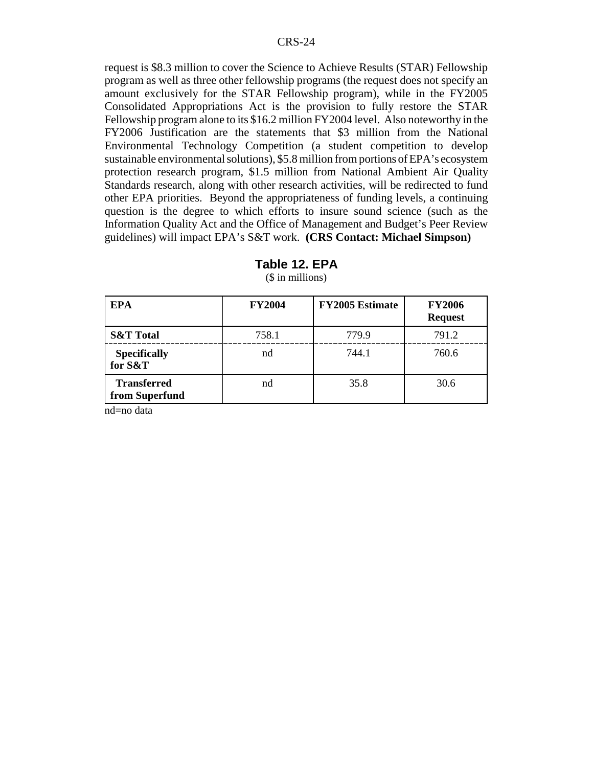request is $8.3 million to cover the Science to Achieve Results (STAR) Fellowship program as well as three other fellowship programs (the request does not specify an amount exclusively for the STAR Fellowship program), while in the FY2005 Consolidated Appropriations Act is the provision to fully restore the STAR Fellowship program alone to its $16.2 million FY2004 level. Also noteworthy in the FY2006 Justification are the statements that $3 million from the National Environmental Technology Competition (a student competition to develop sustainable environmental solutions), $5.8 million from portions of EPA's ecosystem protection research program, $1.5 million from National Ambient Air Quality Standards research, along with other research activities, will be redirected to fund other EPA priorities. Beyond the appropriateness of funding levels, a continuing question is the degree to which efforts to insure sound science (such as the Information Quality Act and the Office of Management and Budget's Peer Review guidelines) will impact EPA's S&T work. **(CRS Contact: Michael Simpson)**

**Table 12. EPA**
($ in millions)

| EPA | FY2004 | FY2005 Estimate | FY2006 Request |
|---|---|---|---|
| **S&T Total** | 758.1 | 779.9 | 791.2 |
| **Specifically for S&T** | nd | 744.1 | 760.6 |
| **Transferred from Superfund** | nd | 35.8 | 30.6 |

nd=no data